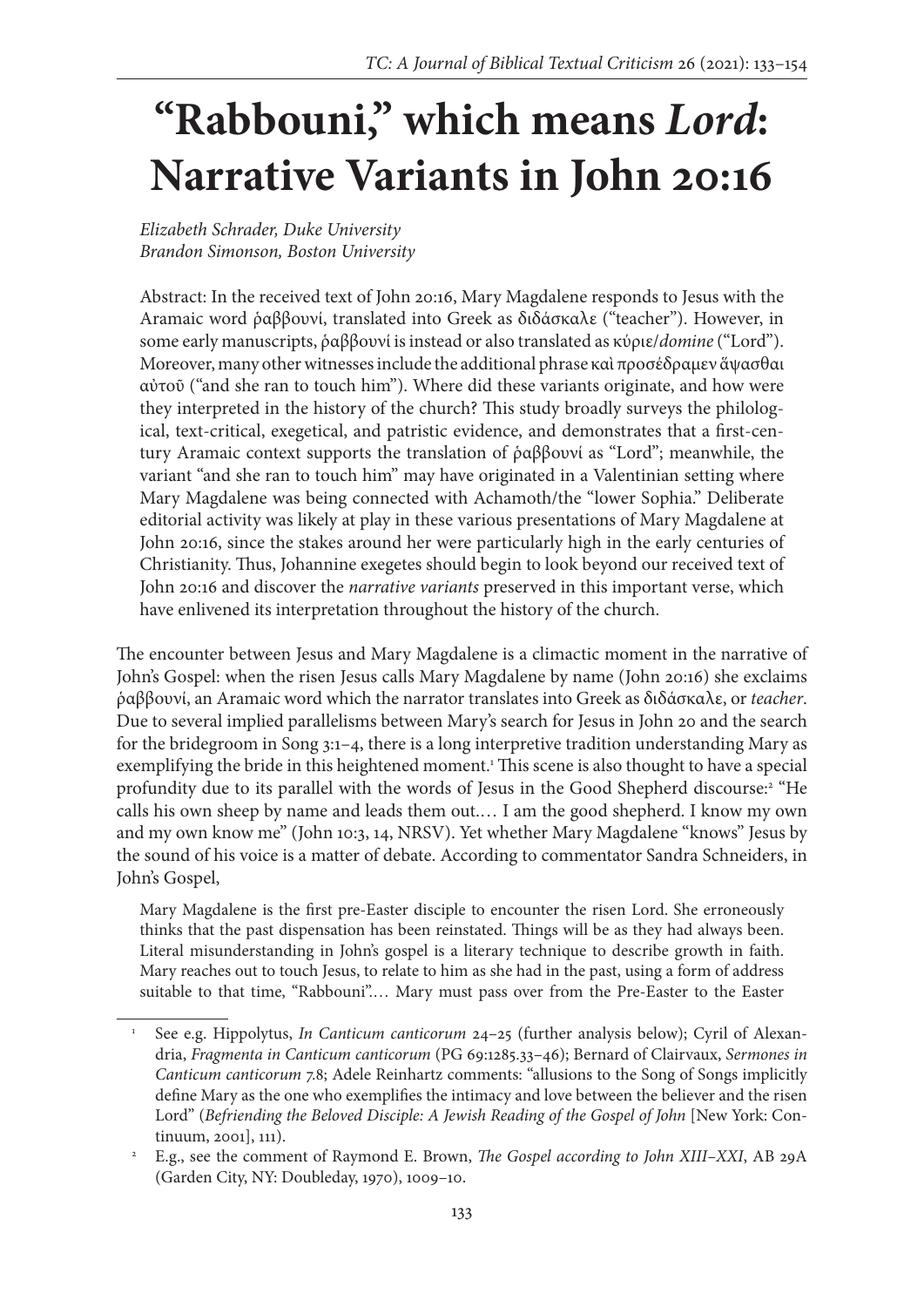# "Rabbouni," which means *Lord*: Narrative Variants in John 20:16

*Elizabeth Schrader, Duke University*
*Brandon Simonson, Boston University*

Abstract: In the received text of John 20:16, Mary Magdalene responds to Jesus with the Aramaic word ῥαββουνί, translated into Greek as διδάσκαλε ("teacher"). However, in some early manuscripts, ῥαββουνί is instead or also translated as κύριε/*domine* ("Lord"). Moreover, many other witnesses include the additional phrase καὶ προσέδραμεν ἅψασθαι αὐτοῦ ("and she ran to touch him"). Where did these variants originate, and how were they interpreted in the history of the church? This study broadly surveys the philological, text-critical, exegetical, and patristic evidence, and demonstrates that a first-century Aramaic context supports the translation of ῥαββουνί as "Lord"; meanwhile, the variant "and she ran to touch him" may have originated in a Valentinian setting where Mary Magdalene was being connected with Achamoth/the "lower Sophia." Deliberate editorial activity was likely at play in these various presentations of Mary Magdalene at John 20:16, since the stakes around her were particularly high in the early centuries of Christianity. Thus, Johannine exegetes should begin to look beyond our received text of John 20:16 and discover the *narrative variants* preserved in this important verse, which have enlivened its interpretation throughout the history of the church.

The encounter between Jesus and Mary Magdalene is a climactic moment in the narrative of John's Gospel: when the risen Jesus calls Mary Magdalene by name (John 20:16) she exclaims ῥαββουνί, an Aramaic word which the narrator translates into Greek as διδάσκαλε, or *teacher*. Due to several implied parallelisms between Mary's search for Jesus in John 20 and the search for the bridegroom in Song 3:1–4, there is a long interpretive tradition understanding Mary as exemplifying the bride in this heightened moment.[1] This scene is also thought to have a special profundity due to its parallel with the words of Jesus in the Good Shepherd discourse:[2] "He calls his own sheep by name and leads them out.… I am the good shepherd. I know my own and my own know me" (John 10:3, 14, NRSV). Yet whether Mary Magdalene "knows" Jesus by the sound of his voice is a matter of debate. According to commentator Sandra Schneiders, in John's Gospel,

> Mary Magdalene is the first pre-Easter disciple to encounter the risen Lord. She erroneously thinks that the past dispensation has been reinstated. Things will be as they had always been. Literal misunderstanding in John's gospel is a literary technique to describe growth in faith. Mary reaches out to touch Jesus, to relate to him as she had in the past, using a form of address suitable to that time, "Rabbouni".… Mary must pass over from the Pre-Easter to the Easter

---

[1] See e.g. Hippolytus, *In Canticum canticorum* 24–25 (further analysis below); Cyril of Alexandria, *Fragmenta in Canticum canticorum* (PG 69:1285.33–46); Bernard of Clairvaux, *Sermones in Canticum canticorum* 7.8; Adele Reinhartz comments: "allusions to the Song of Songs implicitly define Mary as the one who exemplifies the intimacy and love between the believer and the risen Lord" (*Befriending the Beloved Disciple: A Jewish Reading of the Gospel of John* [New York: Continuum, 2001], 111).

[2] E.g., see the comment of Raymond E. Brown, *The Gospel according to John XIII–XXI*, AB 29A (Garden City, NY: Doubleday, 1970), 1009–10.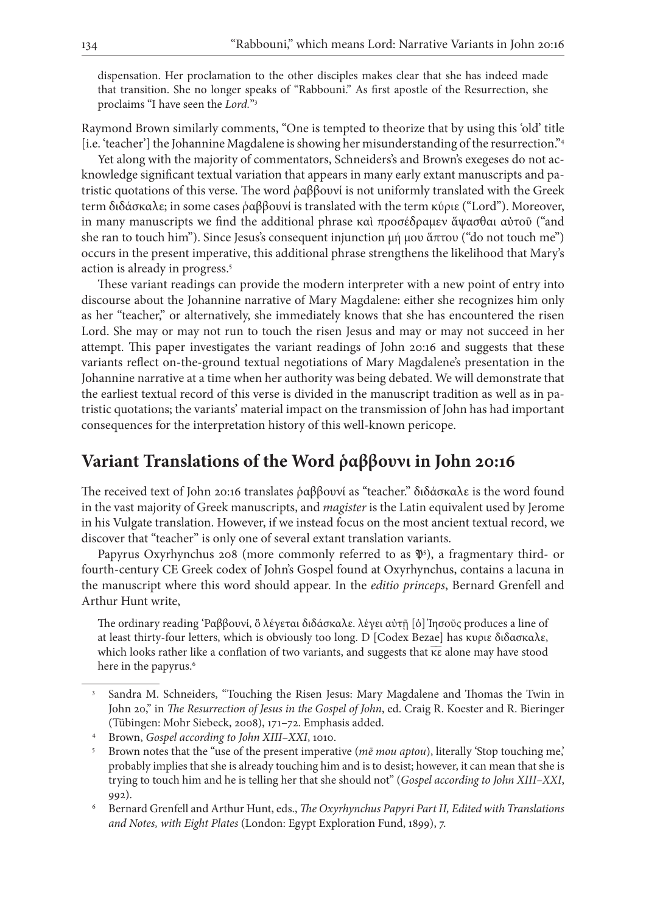dispensation. Her proclamation to the other disciples makes clear that she has indeed made that transition. She no longer speaks of "Rabbouni." As first apostle of the Resurrection, she proclaims "I have seen the *Lord*."[3]

Raymond Brown similarly comments, "One is tempted to theorize that by using this 'old' title [i.e. 'teacher'] the Johannine Magdalene is showing her misunderstanding of the resurrection."[4]

Yet along with the majority of commentators, Schneiders's and Brown's exegeses do not acknowledge significant textual variation that appears in many early extant manuscripts and patristic quotations of this verse. The word ῥαββουνί is not uniformly translated with the Greek term διδάσκαλε; in some cases ῥαββουνί is translated with the term κύριε ("Lord"). Moreover, in many manuscripts we find the additional phrase καὶ προσέδραμεν ἅψασθαι αὐτοῦ ("and she ran to touch him"). Since Jesus's consequent injunction μή μου ἅπτου ("do not touch me") occurs in the present imperative, this additional phrase strengthens the likelihood that Mary's action is already in progress.[5]

These variant readings can provide the modern interpreter with a new point of entry into discourse about the Johannine narrative of Mary Magdalene: either she recognizes him only as her "teacher," or alternatively, she immediately knows that she has encountered the risen Lord. She may or may not run to touch the risen Jesus and may or may not succeed in her attempt. This paper investigates the variant readings of John 20:16 and suggests that these variants reflect on-the-ground textual negotiations of Mary Magdalene's presentation in the Johannine narrative at a time when her authority was being debated. We will demonstrate that the earliest textual record of this verse is divided in the manuscript tradition as well as in patristic quotations; the variants' material impact on the transmission of John has had important consequences for the interpretation history of this well-known pericope.

## Variant Translations of the Word ῥαββουνι in John 20:16

The received text of John 20:16 translates ῥαββουνί as "teacher." διδάσκαλε is the word found in the vast majority of Greek manuscripts, and *magister* is the Latin equivalent used by Jerome in his Vulgate translation. However, if we instead focus on the most ancient textual record, we discover that "teacher" is only one of several extant translation variants.

Papyrus Oxyrhynchus 208 (more commonly referred to as 𝔓[5]), a fragmentary third- or fourth-century CE Greek codex of John's Gospel found at Oxyrhynchus, contains a lacuna in the manuscript where this word should appear. In the *editio princeps*, Bernard Grenfell and Arthur Hunt write,

> The ordinary reading 'Ραββουνί, ὃ λέγεται διδάσκαλε. λέγει αὐτῇ [ὁ] Ἰησοῦς produces a line of at least thirty-four letters, which is obviously too long. D [Codex Bezae] has κυριε διδασκαλε, which looks rather like a conflation of two variants, and suggests that κε̅ alone may have stood here in the papyrus.[6]

---

[3] Sandra M. Schneiders, "Touching the Risen Jesus: Mary Magdalene and Thomas the Twin in John 20," in *The Resurrection of Jesus in the Gospel of John*, ed. Craig R. Koester and R. Bieringer (Tübingen: Mohr Siebeck, 2008), 171–72. Emphasis added.

[4] Brown, *Gospel according to John XIII–XXI*, 1010.

[5] Brown notes that the "use of the present imperative (*mē mou aptou*), literally 'Stop touching me,' probably implies that she is already touching him and is to desist; however, it can mean that she is trying to touch him and he is telling her that she should not" (*Gospel according to John XIII–XXI*, 992).

[6] Bernard Grenfell and Arthur Hunt, eds., *The Oxyrhynchus Papyri Part II, Edited with Translations and Notes, with Eight Plates* (London: Egypt Exploration Fund, 1899), 7.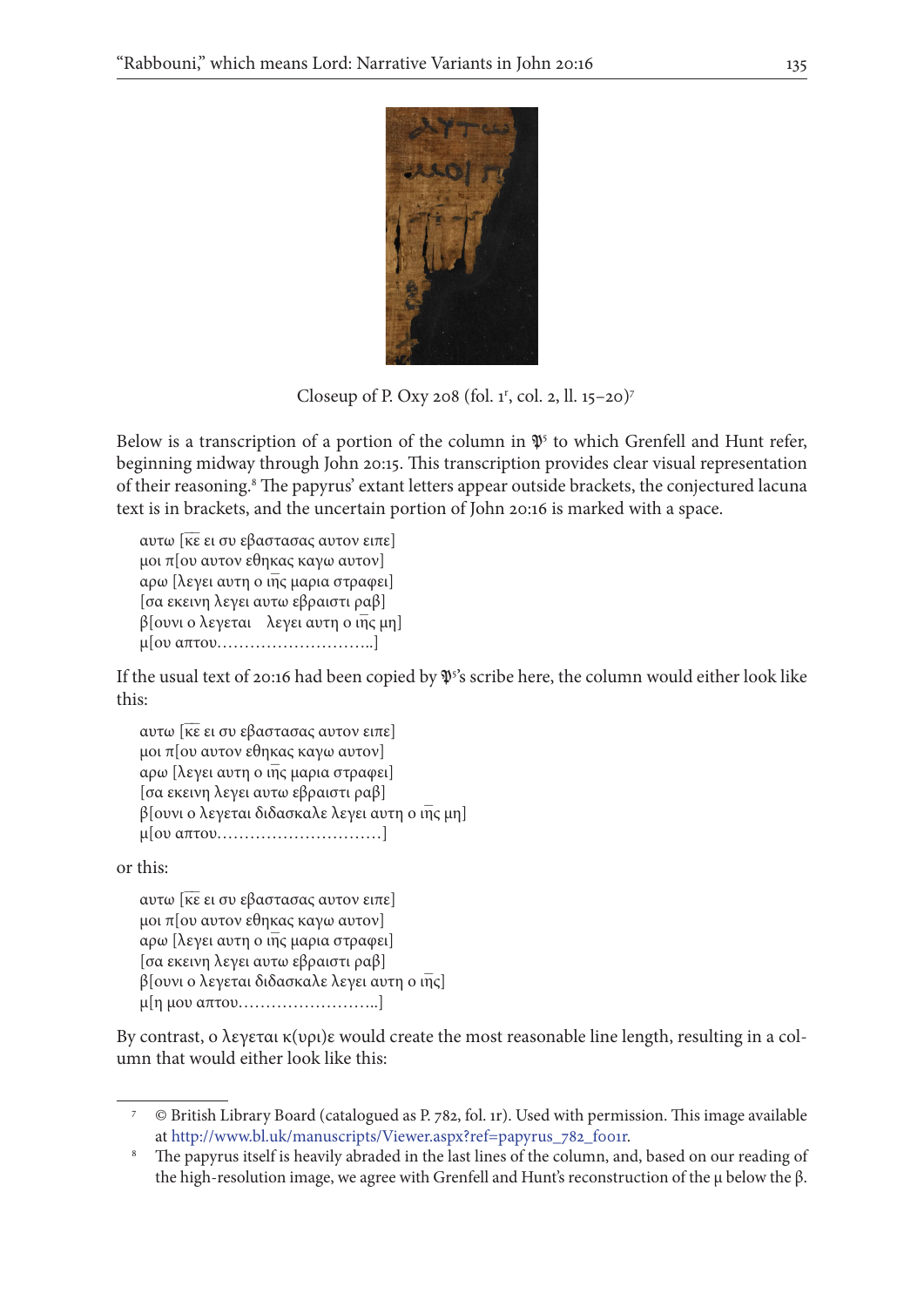Closeup of P. Oxy 208 (fol. 1r, col. 2, ll. 15–20)[7]

Below is a transcription of a portion of the column in 𝔓[5] to which Grenfell and Hunt refer, beginning midway through John 20:15. This transcription provides clear visual representation of their reasoning.[8] The papyrus' extant letters appear outside brackets, the conjectured lacuna text is in brackets, and the uncertain portion of John 20:16 is marked with a space.

αυτω [κ͞ε ει συ εβαστασας αυτον ειπε]
μοι π[ου αυτον εθηκας καγω αυτον]
αρω [λεγει αυτη ο ι͞η͞ς μαρια στραφει]
[σα εκεινη λεγει αυτω εβραιστι ραβ]
β[ουνι ο λεγεται    λεγει αυτη ο ι͞η͞ς μη]
μ[ου απτου………………………..]

If the usual text of 20:16 had been copied by 𝔓[5]'s scribe here, the column would either look like this:

αυτω [κ͞ε ει συ εβαστασας αυτον ειπε]
μοι π[ου αυτον εθηκας καγω αυτον]
αρω [λεγει αυτη ο ι͞η͞ς μαρια στραφει]
[σα εκεινη λεγει αυτω εβραιστι ραβ]
β[ουνι ο λεγεται διδασκαλε λεγει αυτη ο ι͞η͞ς μη]
μ[ου απτου…………………………]

or this:

αυτω [κ͞ε ει συ εβαστασας αυτον ειπε]
μοι π[ου αυτον εθηκας καγω αυτον]
αρω [λεγει αυτη ο ι͞η͞ς μαρια στραφει]
[σα εκεινη λεγει αυτω εβραιστι ραβ]
β[ουνι ο λεγεται διδασκαλε λεγει αυτη ο ι͞η͞ς]
μ[η μου απτου……………………..]

By contrast, ο λεγεται κ(υρι)ε would create the most reasonable line length, resulting in a column that would either look like this:

[7] © British Library Board (catalogued as P. 782, fol. 1r). Used with permission. This image available at http://www.bl.uk/manuscripts/Viewer.aspx?ref=papyrus_782_f001r.

[8] The papyrus itself is heavily abraded in the last lines of the column, and, based on our reading of the high-resolution image, we agree with Grenfell and Hunt's reconstruction of the μ below the β.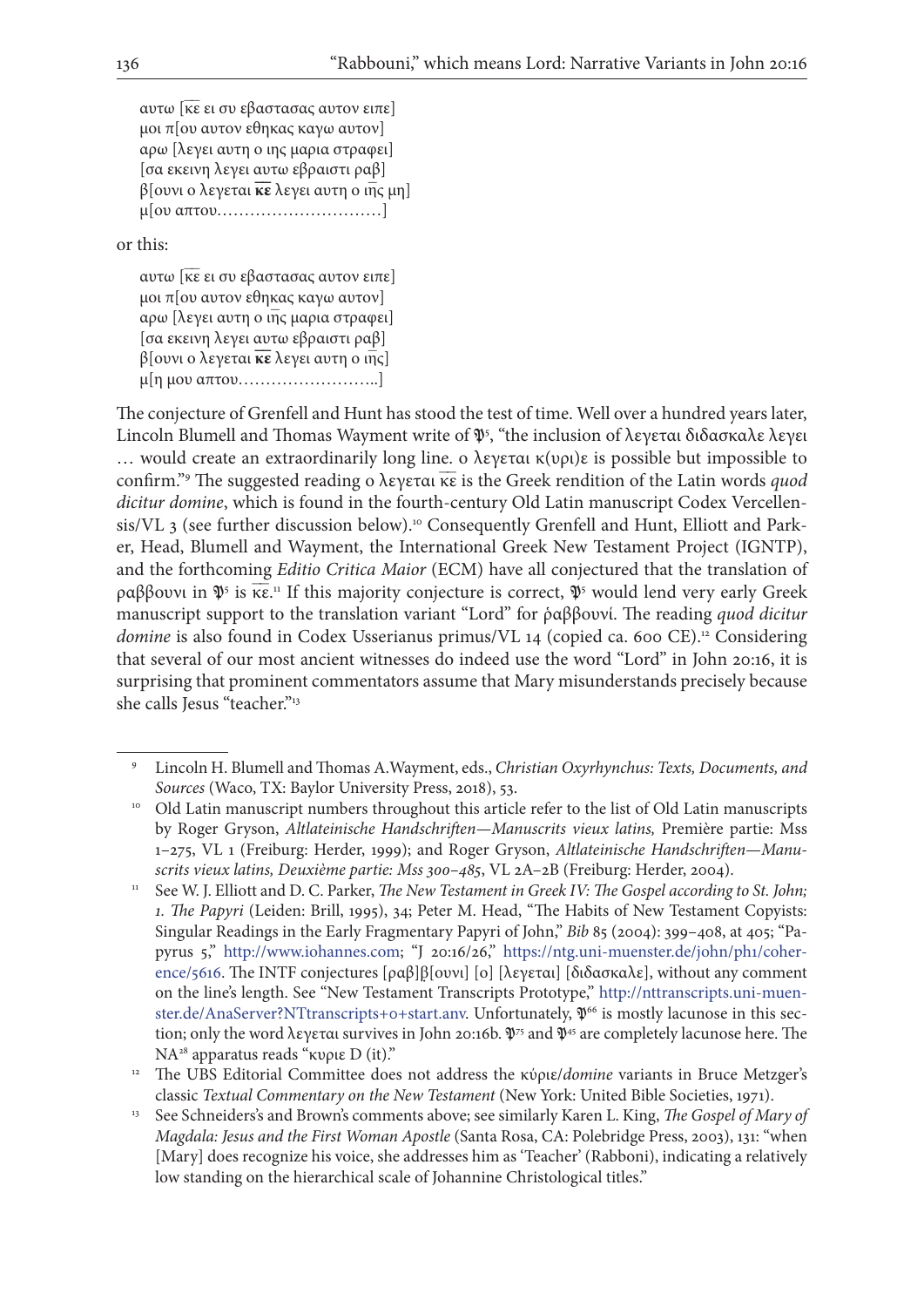αυτω [κε ει συ εβαστασας αυτον ειπε]
μοι π[ου αυτον εθηκας καγω αυτον]
αρω [λεγει αυτη ο ιης μαρια στραφει]
[σα εκεινη λεγει αυτω εβραιστι ραβ]
β[ουνι ο λεγεται **κε** λεγει αυτη ο ιης μη]
μ[ου αптου.............................]

or this:

αυτω [κε ει συ εβαστασας αυτον ειπε]
μοι π[ου αυτον εθηκας καγω αυτον]
αρω [λεγει αυτη ο ιης μαρια στραφει]
[σα εκεινη λεγει αυτω εβραιστι ραβ]
β[ουνι ο λεγεται **κε** λεγει αυτη ο ιης]
μ[η μου απτου.........................]

The conjecture of Grenfell and Hunt has stood the test of time. Well over a hundred years later, Lincoln Blumell and Thomas Wayment write of 𝔓5, "the inclusion of λεγεται διδασκαλε λεγει … would create an extraordinarily long line. ο λεγεται κ(υρι)ε is possible but impossible to confirm."[9] The suggested reading ο λεγεται κε is the Greek rendition of the Latin words *quod dicitur domine*, which is found in the fourth-century Old Latin manuscript Codex Vercellensis/VL 3 (see further discussion below).[10] Consequently Grenfell and Hunt, Elliott and Parker, Head, Blumell and Wayment, the International Greek New Testament Project (IGNTP), and the forthcoming *Editio Critica Maior* (ECM) have all conjectured that the translation of ραββουνι in 𝔓5 is κε.[11] If this majority conjecture is correct, 𝔓5 would lend very early Greek manuscript support to the translation variant "Lord" for ῥαββουνί. The reading *quod dicitur domine* is also found in Codex Usserianus primus/VL 14 (copied ca. 600 CE).[12] Considering that several of our most ancient witnesses do indeed use the word "Lord" in John 20:16, it is surprising that prominent commentators assume that Mary misunderstands precisely because she calls Jesus "teacher."[13]

---

[9] Lincoln H. Blumell and Thomas A.Wayment, eds., *Christian Oxyrhynchus: Texts, Documents, and Sources* (Waco, TX: Baylor University Press, 2018), 53.

[10] Old Latin manuscript numbers throughout this article refer to the list of Old Latin manuscripts by Roger Gryson, *Altlateinische Handschriften—Manuscrits vieux latins,* Première partie: Mss 1–275, VL 1 (Freiburg: Herder, 1999); and Roger Gryson, *Altlateinische Handschriften—Manuscrits vieux latins, Deuxième partie: Mss 300–485*, VL 2A–2B (Freiburg: Herder, 2004).

[11] See W. J. Elliott and D. C. Parker, *The New Testament in Greek IV: The Gospel according to St. John; 1. The Papyri* (Leiden: Brill, 1995), 34; Peter M. Head, "The Habits of New Testament Copyists: Singular Readings in the Early Fragmentary Papyri of John," *Bib* 85 (2004): 399–408, at 405; "Papyrus 5," http://www.iohannes.com; "J 20:16/26," https://ntg.uni-muenster.de/john/ph1/coherence/5616. The INTF conjectures [ραβ]β[ουνι] [ο] [λεγεται] [διδασκαλε], without any comment on the line's length. See "New Testament Transcripts Prototype," http://nttranscripts.uni-muenster.de/AnaServer?NTtranscripts+0+start.anv. Unfortunately, 𝔓66 is mostly lacunose in this section; only the word λεγεται survives in John 20:16b. 𝔓75 and 𝔓45 are completely lacunose here. The NA28 apparatus reads "κυριε D (it)."

[12] The UBS Editorial Committee does not address the κύριε/*domine* variants in Bruce Metzger's classic *Textual Commentary on the New Testament* (New York: United Bible Societies, 1971).

[13] See Schneiders's and Brown's comments above; see similarly Karen L. King, *The Gospel of Mary of Magdala: Jesus and the First Woman Apostle* (Santa Rosa, CA: Polebridge Press, 2003), 131: "when [Mary] does recognize his voice, she addresses him as 'Teacher' (Rabboni), indicating a relatively low standing on the hierarchical scale of Johannine Christological titles."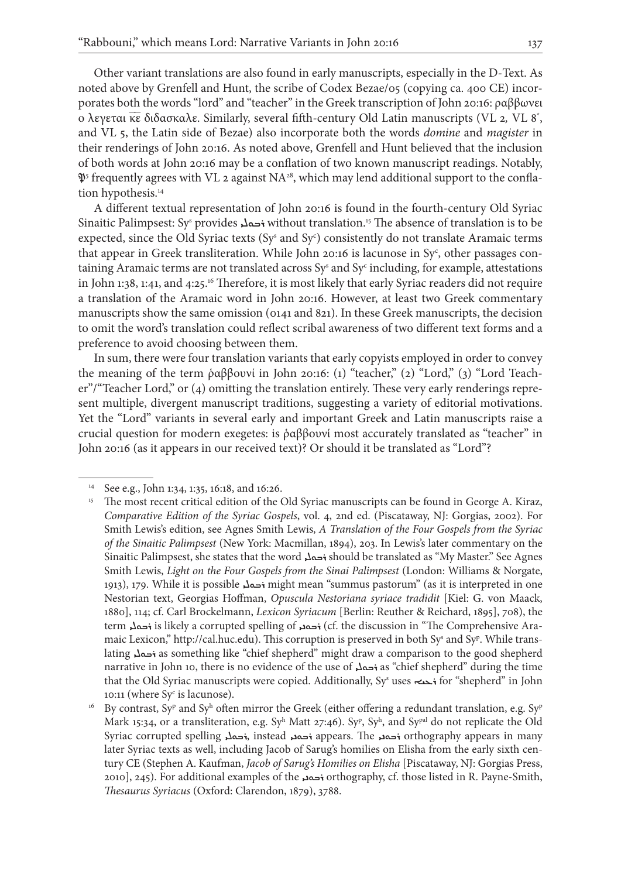Other variant translations are also found in early manuscripts, especially in the D-Text. As noted above by Grenfell and Hunt, the scribe of Codex Bezae/05 (copying ca. 400 CE) incorporates both the words "lord" and "teacher" in the Greek transcription of John 20:16: ραββωνει ο λεγεται κ̅ε̅ διδασκαλε. Similarly, several fifth-century Old Latin manuscripts (VL 2, VL 8$^{*}$, and VL 5, the Latin side of Bezae) also incorporate both the words *domine* and *magister* in their renderings of John 20:16. As noted above, Grenfell and Hunt believed that the inclusion of both words at John 20:16 may be a conflation of two known manuscript readings. Notably, 𝔓$^{5}$ frequently agrees with VL 2 against NA$^{28}$, which may lend additional support to the conflation hypothesis.[14]

A different textual representation of John 20:16 is found in the fourth-century Old Syriac Sinaitic Palimpsest: Sy$^{s}$ provides ܪܒܘܠܝ without translation.[15] The absence of translation is to be expected, since the Old Syriac texts (Sy$^{s}$ and Sy$^{c}$) consistently do not translate Aramaic terms that appear in Greek transliteration. While John 20:16 is lacunose in Sy$^{c}$, other passages containing Aramaic terms are not translated across Sy$^{s}$ and Sy$^{c}$ including, for example, attestations in John 1:38, 1:41, and 4:25.[16] Therefore, it is most likely that early Syriac readers did not require a translation of the Aramaic word in John 20:16. However, at least two Greek commentary manuscripts show the same omission (0141 and 821). In these Greek manuscripts, the decision to omit the word's translation could reflect scribal awareness of two different text forms and a preference to avoid choosing between them.

In sum, there were four translation variants that early copyists employed in order to convey the meaning of the term ῥαββουνί in John 20:16: (1) "teacher," (2) "Lord," (3) "Lord Teacher"/"Teacher Lord," or (4) omitting the translation entirely. These very early renderings represent multiple, divergent manuscript traditions, suggesting a variety of editorial motivations. Yet the "Lord" variants in several early and important Greek and Latin manuscripts raise a crucial question for modern exegetes: is ῥαββουνί most accurately translated as "teacher" in John 20:16 (as it appears in our received text)? Or should it be translated as "Lord"?

---

[14] See e.g., John 1:34, 1:35, 16:18, and 16:26.

[15] The most recent critical edition of the Old Syriac manuscripts can be found in George A. Kiraz, *Comparative Edition of the Syriac Gospels*, vol. 4, 2nd ed. (Piscataway, NJ: Gorgias, 2002). For Smith Lewis's edition, see Agnes Smith Lewis, *A Translation of the Four Gospels from the Syriac of the Sinaitic Palimpsest* (New York: Macmillan, 1894), 203. In Lewis's later commentary on the Sinaitic Palimpsest, she states that the word ܪܒܘܠܝ should be translated as "My Master." See Agnes Smith Lewis, *Light on the Four Gospels from the Sinai Palimpsest* (London: Williams & Norgate, 1913), 179. While it is possible ܪܒܘܠܝ might mean "summus pastorum" (as it is interpreted in one Nestorian text, Georgias Hoffman, *Opuscula Nestoriana syriace tradidit* [Kiel: G. von Maack, 1880], 114; cf. Carl Brockelmann, *Lexicon Syriacum* [Berlin: Reuther & Reichard, 1895], 708), the term ܪܒܘܠܝ is likely a corrupted spelling of ܪܒܘܢܝ (cf. the discussion in "The Comprehensive Aramaic Lexicon," http://cal.huc.edu). This corruption is preserved in both Sy$^{s}$ and Sy$^{p}$. While translating ܪܒܘܠܝ as something like "chief shepherd" might draw a comparison to the good shepherd narrative in John 10, there is no evidence of the use of ܪܒܘܠܝ as "chief shepherd" during the time that the Old Syriac manuscripts were copied. Additionally, Sy$^{s}$ uses ܪܥܝܐ for "shepherd" in John 10:11 (where Sy$^{c}$ is lacunose).

[16] By contrast, Sy$^{p}$ and Sy$^{h}$ often mirror the Greek (either offering a redundant translation, e.g. Sy$^{p}$ Mark 15:34, or a transliteration, e.g. Sy$^{h}$ Matt 27:46). Sy$^{p}$, Sy$^{h}$, and Sy$^{pal}$ do not replicate the Old Syriac corrupted spelling ܪܒܘܠܝ, instead ܪܒܘܢܝ appears. The ܪܒܘܢܝ orthography appears in many later Syriac texts as well, including Jacob of Sarug's homilies on Elisha from the early sixth century CE (Stephen A. Kaufman, *Jacob of Sarug's Homilies on Elisha* [Piscataway, NJ: Gorgias Press, 2010], 245). For additional examples of the ܪܒܘܢܝ orthography, cf. those listed in R. Payne-Smith, *Thesaurus Syriacus* (Oxford: Clarendon, 1879), 3788.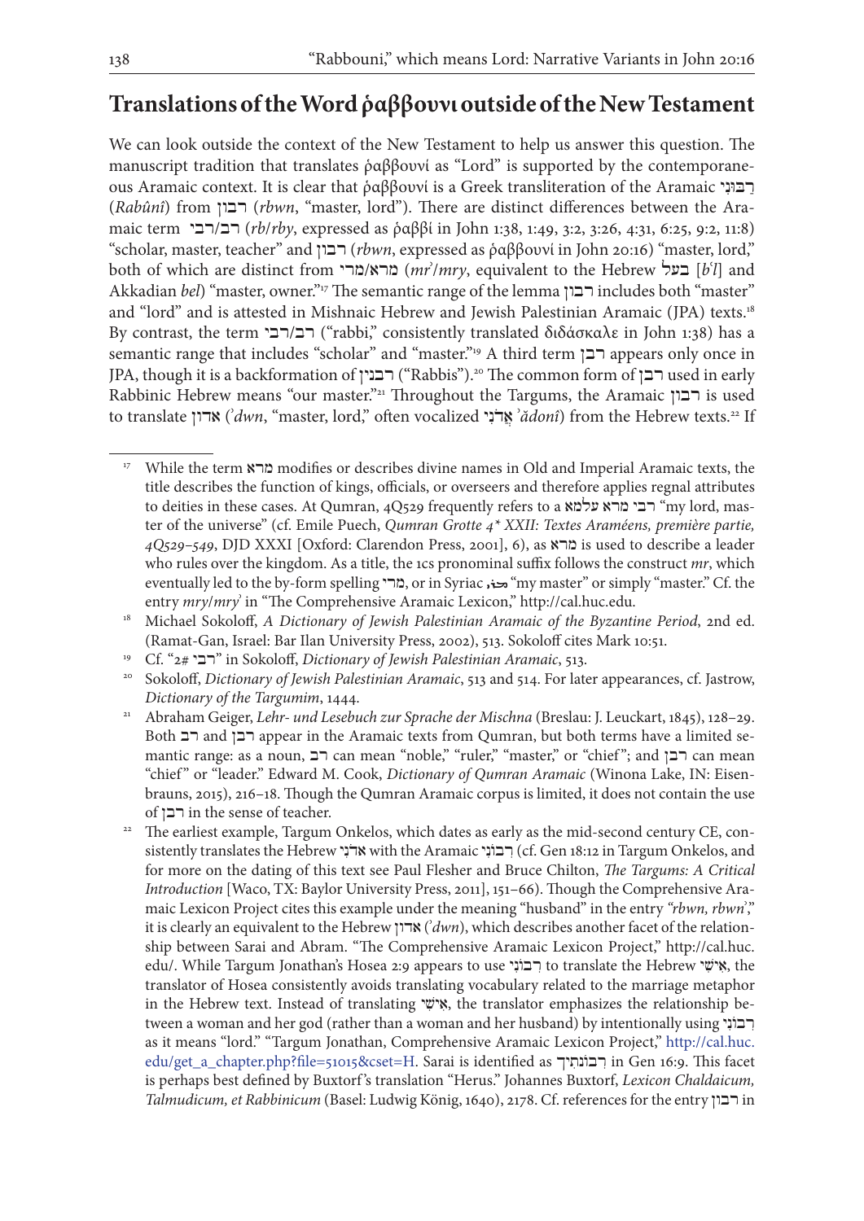## Translations of the Word ῥαββουνι outside of the New Testament

We can look outside the context of the New Testament to help us answer this question. The manuscript tradition that translates ῥαββουνί as "Lord" is supported by the contemporaneous Aramaic context. It is clear that ῥαββουνί is a Greek transliteration of the Aramaic רַבּוּנִי (*Rabûnî*) from רבון (*rbwn*, "master, lord"). There are distinct differences between the Aramaic term רב/רבי (*rb*/*rby*, expressed as ῥαββί in John 1:38, 1:49, 3:2, 3:26, 4:31, 6:25, 9:2, 11:8) "scholar, master, teacher" and רבון (*rbwn*, expressed as ῥαββουνί in John 20:16) "master, lord," both of which are distinct from מרא/מרי (*mr*ʾ/*mry*, equivalent to the Hebrew בעל [*b*ʿ*l*] and Akkadian *bel*) "master, owner."[17] The semantic range of the lemma רבון includes both "master" and "lord" and is attested in Mishnaic Hebrew and Jewish Palestinian Aramaic (JPA) texts.[18] By contrast, the term רב/רבי ("rabbi," consistently translated διδάσκαλε in John 1:38) has a semantic range that includes "scholar" and "master."[19] A third term רבן appears only once in JPA, though it is a backformation of רבנין ("Rabbis").[20] The common form of רבן used in early Rabbinic Hebrew means "our master."[21] Throughout the Targums, the Aramaic רבון is used to translate אדון (ʾ*dwn*, "master, lord," often vocalized אֲדֹנִי ʾ*ădonî*) from the Hebrew texts.[22] If

---

17 While the term מרא modifies or describes divine names in Old and Imperial Aramaic texts, the title describes the function of kings, officials, or overseers and therefore applies regnal attributes to deities in these cases. At Qumran, 4Q529 frequently refers to a רבי מרא עלמא "my lord, master of the universe" (cf. Emile Puech, *Qumran Grotte 4\* XXII: Textes Araméens, première partie, 4Q529–549*, DJD XXXI [Oxford: Clarendon Press, 2001], 6), as מרא is used to describe a leader who rules over the kingdom. As a title, the 1cs pronominal suffix follows the construct *mr*, which eventually led to the by-form spelling מרי, or in Syriac ܡܪܝ "my master" or simply "master." Cf. the entry *mry*/*mry*ʾ in "The Comprehensive Aramaic Lexicon," http://cal.huc.edu.

18 Michael Sokoloff, *A Dictionary of Jewish Palestinian Aramaic of the Byzantine Period*, 2nd ed. (Ramat-Gan, Israel: Bar Ilan University Press, 2002), 513. Sokoloff cites Mark 10:51.

19 Cf. "רבי #2" in Sokoloff, *Dictionary of Jewish Palestinian Aramaic*, 513.

20 Sokoloff, *Dictionary of Jewish Palestinian Aramaic*, 513 and 514. For later appearances, cf. Jastrow, *Dictionary of the Targumim*, 1444.

21 Abraham Geiger, *Lehr- und Lesebuch zur Sprache der Mischna* (Breslau: J. Leuckart, 1845), 128–29. Both רב and רבן appear in the Aramaic texts from Qumran, but both terms have a limited semantic range: as a noun, רב can mean "noble," "ruler," "master," or "chief"; and רבן can mean "chief" or "leader." Edward M. Cook, *Dictionary of Qumran Aramaic* (Winona Lake, IN: Eisenbrauns, 2015), 216–18. Though the Qumran Aramaic corpus is limited, it does not contain the use of רבן in the sense of teacher.

22 The earliest example, Targum Onkelos, which dates as early as the mid-second century CE, consistently translates the Hebrew אדֹנִי with the Aramaic רִבּוֹנִי (cf. Gen 18:12 in Targum Onkelos, and for more on the dating of this text see Paul Flesher and Bruce Chilton, *The Targums: A Critical Introduction* [Waco, TX: Baylor University Press, 2011], 151–66). Though the Comprehensive Aramaic Lexicon Project cites this example under the meaning "husband" in the entry *"rbwn, rbwn*ʾ," it is clearly an equivalent to the Hebrew אדון (ʾ*dwn*), which describes another facet of the relationship between Sarai and Abram. "The Comprehensive Aramaic Lexicon Project," http://cal.huc.edu/. While Targum Jonathan's Hosea 2:9 appears to use רִבּוֹנִי to translate the Hebrew אִישִׁי, the translator of Hosea consistently avoids translating vocabulary related to the marriage metaphor in the Hebrew text. Instead of translating אִישִׁי, the translator emphasizes the relationship between a woman and her god (rather than a woman and her husband) by intentionally using רִבּוֹנִי as it means "lord." "Targum Jonathan, Comprehensive Aramaic Lexicon Project," http://cal.huc.edu/get_a_chapter.php?file=51015&cset=H. Sarai is identified as רִבּוֹנְתִיךְ in Gen 16:9. This facet is perhaps best defined by Buxtorf's translation "Herus." Johannes Buxtorf, *Lexicon Chaldaicum, Talmudicum, et Rabbinicum* (Basel: Ludwig König, 1640), 2178. Cf. references for the entry רבון in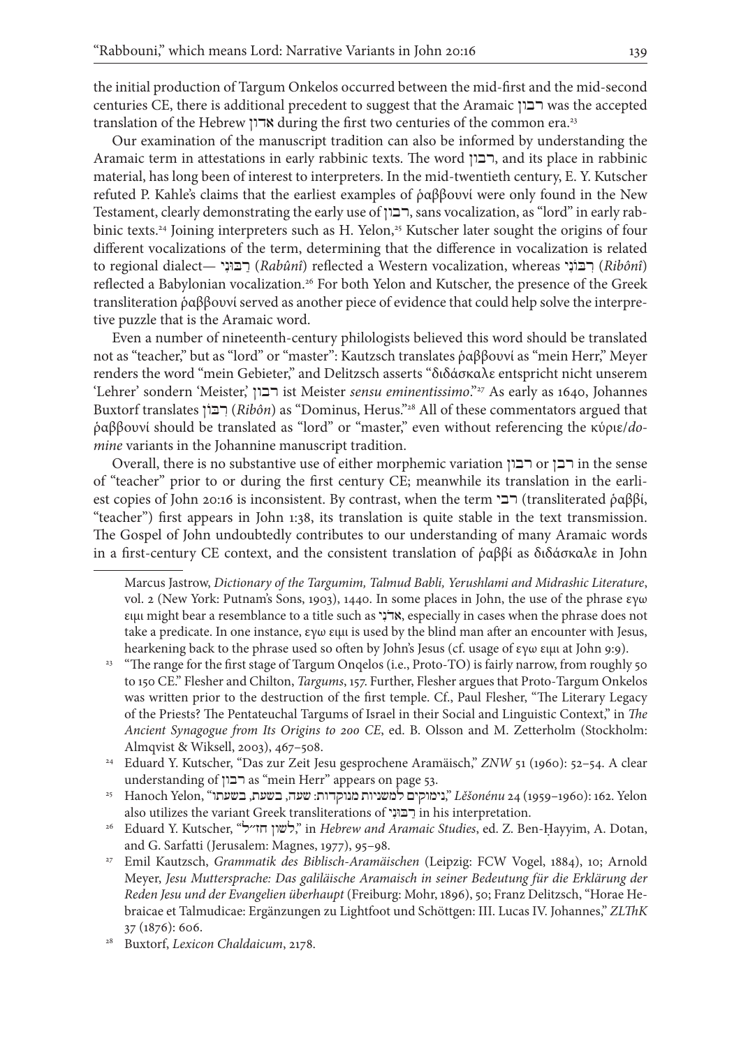the initial production of Targum Onkelos occurred between the mid-first and the mid-second centuries CE, there is additional precedent to suggest that the Aramaic רבון was the accepted translation of the Hebrew אדון during the first two centuries of the common era.[23]

Our examination of the manuscript tradition can also be informed by understanding the Aramaic term in attestations in early rabbinic texts. The word רבון, and its place in rabbinic material, has long been of interest to interpreters. In the mid-twentieth century, E. Y. Kutscher refuted P. Kahle's claims that the earliest examples of ῥαββουνί were only found in the New Testament, clearly demonstrating the early use of רבון, sans vocalization, as "lord" in early rabbinic texts.[24] Joining interpreters such as H. Yelon,[25] Kutscher later sought the origins of four different vocalizations of the term, determining that the difference in vocalization is related to regional dialect— רַבּוּנִי (*Rabûnî*) reflected a Western vocalization, whereas רִבּוֹנִי (*Ribônî*) reflected a Babylonian vocalization.[26] For both Yelon and Kutscher, the presence of the Greek transliteration ῥαββουνί served as another piece of evidence that could help solve the interpretive puzzle that is the Aramaic word.

Even a number of nineteenth-century philologists believed this word should be translated not as "teacher," but as "lord" or "master": Kautzsch translates ῥαββουνί as "mein Herr," Meyer renders the word "mein Gebieter," and Delitzsch asserts "διδάσκαλε entspricht nicht unserem 'Lehrer' sondern 'Meister,' רבון ist Meister *sensu eminentissimo*."[27] As early as 1640, Johannes Buxtorf translates רִבּוֹן (*Ribôn*) as "Dominus, Herus."[28] All of these commentators argued that ῥαββουνί should be translated as "lord" or "master," even without referencing the κύριε/*domine* variants in the Johannine manuscript tradition.

Overall, there is no substantive use of either morphemic variation רבון or רבן in the sense of "teacher" prior to or during the first century CE; meanwhile its translation in the earliest copies of John 20:16 is inconsistent. By contrast, when the term רבי (transliterated ῥαββί, "teacher") first appears in John 1:38, its translation is quite stable in the text transmission. The Gospel of John undoubtedly contributes to our understanding of many Aramaic words in a first-century CE context, and the consistent translation of ῥαββί as διδάσκαλε in John

Marcus Jastrow, *Dictionary of the Targumim, Talmud Babli, Yerushlami and Midrashic Literature*, vol. 2 (New York: Putnam's Sons, 1903), 1440. In some places in John, the use of the phrase εγω ειμι might bear a resemblance to a title such as אֲדֹנָי, especially in cases when the phrase does not take a predicate. In one instance, εγω ειμι is used by the blind man after an encounter with Jesus, hearkening back to the phrase used so often by John's Jesus (cf. usage of εγω ειμι at John 9:9).

[23] "The range for the first stage of Targum Onqelos (i.e., Proto-TO) is fairly narrow, from roughly 50 to 150 CE." Flesher and Chilton, *Targums*, 157. Further, Flesher argues that Proto-Targum Onkelos was written prior to the destruction of the first temple. Cf., Paul Flesher, "The Literary Legacy of the Priests? The Pentateuchal Targums of Israel in their Social and Linguistic Context," in *The Ancient Synagogue from Its Origins to 200 CE*, ed. B. Olsson and M. Zetterholm (Stockholm: Almqvist & Wiksell, 2003), 467–508.

[24] Eduard Y. Kutscher, "Das zur Zeit Jesu gesprochene Aramäisch," *ZNW* 51 (1960): 52–54. A clear understanding of רבון as "mein Herr" appears on page 53.

[25] Hanoch Yelon, "נימוקים למשניות מנוקדות: שעה, בשעת, בשעתו," *Lĕšonénu* 24 (1959–1960): 162. Yelon also utilizes the variant Greek transliterations of רַבּוּנִי in his interpretation.

[26] Eduard Y. Kutscher, "לשון חז״ל," in *Hebrew and Aramaic Studies*, ed. Z. Ben-Ḥayyim, A. Dotan, and G. Sarfatti (Jerusalem: Magnes, 1977), 95–98.

[27] Emil Kautzsch, *Grammatik des Biblisch-Aramäischen* (Leipzig: FCW Vogel, 1884), 10; Arnold Meyer, *Jesu Muttersprache: Das galiläische Aramaisch in seiner Bedeutung für die Erklärung der Reden Jesu und der Evangelien überhaupt* (Freiburg: Mohr, 1896), 50; Franz Delitzsch, "Horae Hebraicae et Talmudicae: Ergänzungen zu Lightfoot und Schöttgen: III. Lucas IV. Johannes," *ZLThK* 37 (1876): 606.

[28] Buxtorf, *Lexicon Chaldaicum*, 2178.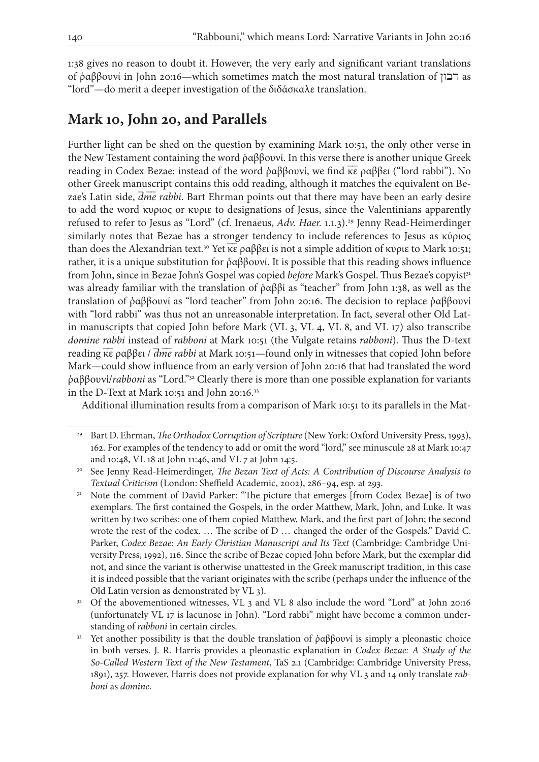1:38 gives no reason to doubt it. However, the very early and significant variant translations of ῥαββουνί in John 20:16—which sometimes match the most natural translation of רבון as "lord"—do merit a deeper investigation of the διδάσκαλε translation.

## Mark 10, John 20, and Parallels

Further light can be shed on the question by examining Mark 10:51, the only other verse in the New Testament containing the word ῥαββουνί. In this verse there is another unique Greek reading in Codex Bezae: instead of the word ῥαββουνί, we find κ̅ε̅ ραββει ("lord rabbi"). No other Greek manuscript contains this odd reading, although it matches the equivalent on Bezae's Latin side, *d̅m̅e̅ rabbi*. Bart Ehrman points out that there may have been an early desire to add the word κυριος or κυριε to designations of Jesus, since the Valentinians apparently refused to refer to Jesus as "Lord" (cf. Irenaeus, *Adv. Haer.* 1.1.3).[29] Jenny Read-Heimerdinger similarly notes that Bezae has a stronger tendency to include references to Jesus as κύριος than does the Alexandrian text.[30] Yet κ̅ε̅ ραββει is not a simple addition of κυριε to Mark 10:51; rather, it is a unique substitution for ῥαββουνί. It is possible that this reading shows influence from John, since in Bezae John's Gospel was copied *before* Mark's Gospel. Thus Bezae's copyist[31] was already familiar with the translation of ῥαββί as "teacher" from John 1:38, as well as the translation of ῥαββουνί as "lord teacher" from John 20:16. The decision to replace ῥαββουνί with "lord rabbi" was thus not an unreasonable interpretation. In fact, several other Old Latin manuscripts that copied John before Mark (VL 3, VL 4, VL 8, and VL 17) also transcribe *domine rabbi* instead of *rabboni* at Mark 10:51 (the Vulgate retains *rabboni*). Thus the D-text reading κ̅ε̅ ραββει / *d̅m̅e̅ rabbi* at Mark 10:51—found only in witnesses that copied John before Mark—could show influence from an early version of John 20:16 that had translated the word ῥαββουνί/*rabboni* as "Lord."[32] Clearly there is more than one possible explanation for variants in the D-Text at Mark 10:51 and John 20:16.[33]

Additional illumination results from a comparison of Mark 10:51 to its parallels in the Mat-

---

[29] Bart D. Ehrman, *The Orthodox Corruption of Scripture* (New York: Oxford University Press, 1993), 162. For examples of the tendency to add or omit the word "lord," see minuscule 28 at Mark 10:47 and 10:48, VL 18 at John 11:46, and VL 7 at John 14:5.

[30] See Jenny Read-Heimerdinger, *The Bezan Text of Acts: A Contribution of Discourse Analysis to Textual Criticism* (London: Sheffield Academic, 2002), 286–94, esp. at 293.

[31] Note the comment of David Parker: "The picture that emerges [from Codex Bezae] is of two exemplars. The first contained the Gospels, in the order Matthew, Mark, John, and Luke. It was written by two scribes: one of them copied Matthew, Mark, and the first part of John; the second wrote the rest of the codex. … The scribe of D … changed the order of the Gospels." David C. Parker, *Codex Bezae: An Early Christian Manuscript and Its Text* (Cambridge: Cambridge University Press, 1992), 116. Since the scribe of Bezae copied John before Mark, but the exemplar did not, and since the variant is otherwise unattested in the Greek manuscript tradition, in this case it is indeed possible that the variant originates with the scribe (perhaps under the influence of the Old Latin version as demonstrated by VL 3).

[32] Of the abovementioned witnesses, VL 3 and VL 8 also include the word "Lord" at John 20:16 (unfortunately VL 17 is lacunose in John). "Lord rabbi" might have become a common understanding of *rabboni* in certain circles.

[33] Yet another possibility is that the double translation of ῥαββουνί is simply a pleonastic choice in both verses. J. R. Harris provides a pleonastic explanation in *Codex Bezae: A Study of the So-Called Western Text of the New Testament*, TaS 2.1 (Cambridge: Cambridge University Press, 1891), 257. However, Harris does not provide explanation for why VL 3 and 14 only translate *rabboni* as *domine*.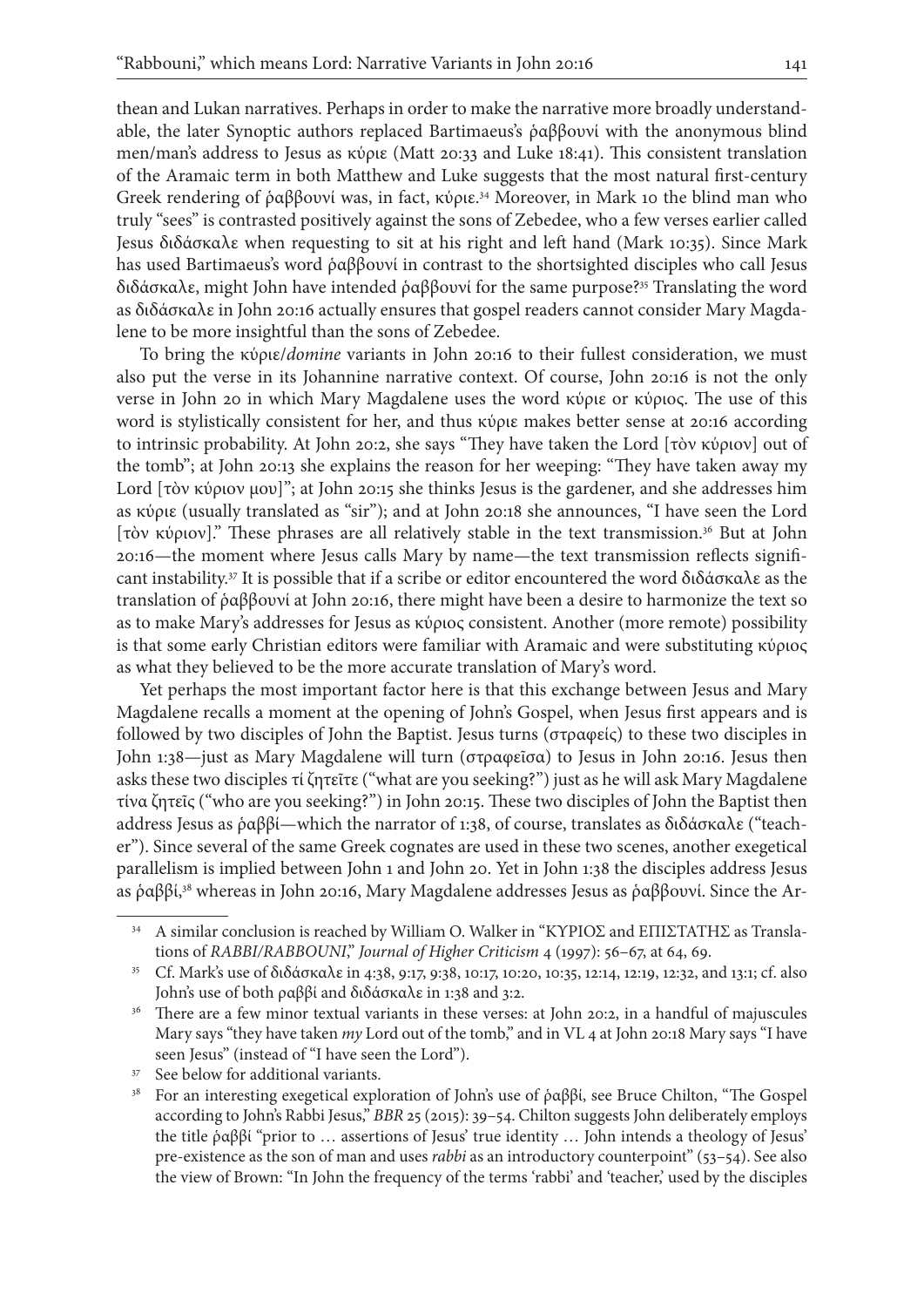thean and Lukan narratives. Perhaps in order to make the narrative more broadly understandable, the later Synoptic authors replaced Bartimaeus's ῥαββουνί with the anonymous blind men/man's address to Jesus as κύριε (Matt 20:33 and Luke 18:41). This consistent translation of the Aramaic term in both Matthew and Luke suggests that the most natural first-century Greek rendering of ῥαββουνί was, in fact, κύριε.[34] Moreover, in Mark 10 the blind man who truly "sees" is contrasted positively against the sons of Zebedee, who a few verses earlier called Jesus διδάσκαλε when requesting to sit at his right and left hand (Mark 10:35). Since Mark has used Bartimaeus's word ῥαββουνί in contrast to the shortsighted disciples who call Jesus διδάσκαλε, might John have intended ῥαββουνί for the same purpose?[35] Translating the word as διδάσκαλε in John 20:16 actually ensures that gospel readers cannot consider Mary Magdalene to be more insightful than the sons of Zebedee.

To bring the κύριε/*domine* variants in John 20:16 to their fullest consideration, we must also put the verse in its Johannine narrative context. Of course, John 20:16 is not the only verse in John 20 in which Mary Magdalene uses the word κύριε or κύριος. The use of this word is stylistically consistent for her, and thus κύριε makes better sense at 20:16 according to intrinsic probability. At John 20:2, she says "They have taken the Lord [τὸν κύριον] out of the tomb"; at John 20:13 she explains the reason for her weeping: "They have taken away my Lord [τὸν κύριον μου]"; at John 20:15 she thinks Jesus is the gardener, and she addresses him as κύριε (usually translated as "sir"); and at John 20:18 she announces, "I have seen the Lord [τὸν κύριον]." These phrases are all relatively stable in the text transmission.[36] But at John 20:16—the moment where Jesus calls Mary by name—the text transmission reflects significant instability.[37] It is possible that if a scribe or editor encountered the word διδάσκαλε as the translation of ῥαββουνί at John 20:16, there might have been a desire to harmonize the text so as to make Mary's addresses for Jesus as κύριος consistent. Another (more remote) possibility is that some early Christian editors were familiar with Aramaic and were substituting κύριος as what they believed to be the more accurate translation of Mary's word.

Yet perhaps the most important factor here is that this exchange between Jesus and Mary Magdalene recalls a moment at the opening of John's Gospel, when Jesus first appears and is followed by two disciples of John the Baptist. Jesus turns (στραφείς) to these two disciples in John 1:38—just as Mary Magdalene will turn (στραφεῖσα) to Jesus in John 20:16. Jesus then asks these two disciples τί ζητεῖτε ("what are you seeking?") just as he will ask Mary Magdalene τίνα ζητεῖς ("who are you seeking?") in John 20:15. These two disciples of John the Baptist then address Jesus as ῥαββί—which the narrator of 1:38, of course, translates as διδάσκαλε ("teacher"). Since several of the same Greek cognates are used in these two scenes, another exegetical parallelism is implied between John 1 and John 20. Yet in John 1:38 the disciples address Jesus as ῥαββί,[38] whereas in John 20:16, Mary Magdalene addresses Jesus as ῥαββουνί. Since the Ar-

---

[34] A similar conclusion is reached by William O. Walker in "ΚΥΡΙΟΣ and ΕΠΙΣΤΑΤΗΣ as Translations of *RABBI/RABBOUNI*," *Journal of Higher Criticism* 4 (1997): 56–67, at 64, 69.

[35] Cf. Mark's use of διδάσκαλε in 4:38, 9:17, 9:38, 10:17, 10:20, 10:35, 12:14, 12:19, 12:32, and 13:1; cf. also John's use of both ραββί and διδάσκαλε in 1:38 and 3:2.

[36] There are a few minor textual variants in these verses: at John 20:2, in a handful of majuscules Mary says "they have taken *my* Lord out of the tomb," and in VL 4 at John 20:18 Mary says "I have seen Jesus" (instead of "I have seen the Lord").

[37] See below for additional variants.

[38] For an interesting exegetical exploration of John's use of ῥαββί, see Bruce Chilton, "The Gospel according to John's Rabbi Jesus," *BBR* 25 (2015): 39–54. Chilton suggests John deliberately employs the title ῥαββί "prior to … assertions of Jesus' true identity … John intends a theology of Jesus' pre-existence as the son of man and uses *rabbi* as an introductory counterpoint" (53–54). See also the view of Brown: "In John the frequency of the terms 'rabbi' and 'teacher,' used by the disciples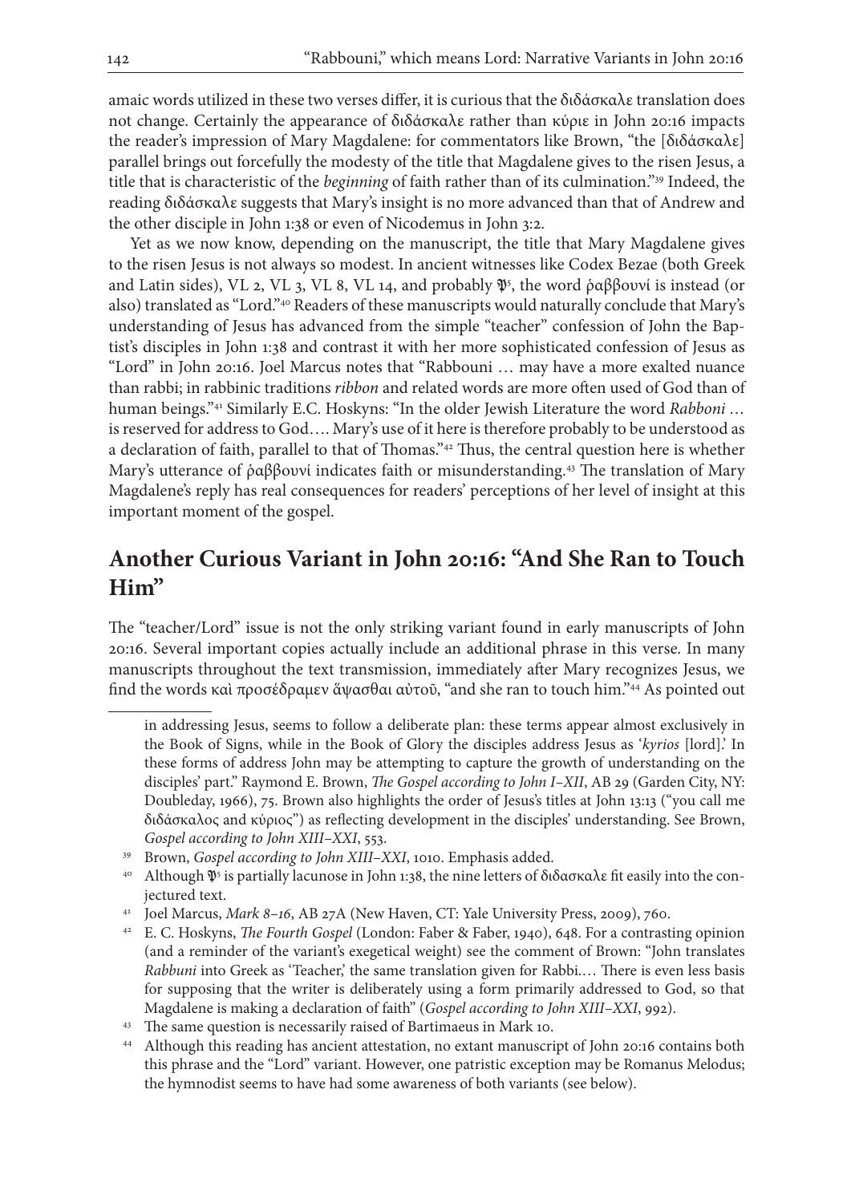amaic words utilized in these two verses differ, it is curious that the διδάσκαλε translation does not change. Certainly the appearance of διδάσκαλε rather than κύριε in John 20:16 impacts the reader's impression of Mary Magdalene: for commentators like Brown, "the [διδάσκαλε] parallel brings out forcefully the modesty of the title that Magdalene gives to the risen Jesus, a title that is characteristic of the *beginning* of faith rather than of its culmination."[39] Indeed, the reading διδάσκαλε suggests that Mary's insight is no more advanced than that of Andrew and the other disciple in John 1:38 or even of Nicodemus in John 3:2.

Yet as we now know, depending on the manuscript, the title that Mary Magdalene gives to the risen Jesus is not always so modest. In ancient witnesses like Codex Bezae (both Greek and Latin sides), VL 2, VL 3, VL 8, VL 14, and probably 𝔓[5], the word ῥαββουνί is instead (or also) translated as "Lord."[40] Readers of these manuscripts would naturally conclude that Mary's understanding of Jesus has advanced from the simple "teacher" confession of John the Baptist's disciples in John 1:38 and contrast it with her more sophisticated confession of Jesus as "Lord" in John 20:16. Joel Marcus notes that "Rabbouni … may have a more exalted nuance than rabbi; in rabbinic traditions *ribbon* and related words are more often used of God than of human beings."[41] Similarly E.C. Hoskyns: "In the older Jewish Literature the word *Rabboni* … is reserved for address to God…. Mary's use of it here is therefore probably to be understood as a declaration of faith, parallel to that of Thomas."[42] Thus, the central question here is whether Mary's utterance of ῥαββουνί indicates faith or misunderstanding.[43] The translation of Mary Magdalene's reply has real consequences for readers' perceptions of her level of insight at this important moment of the gospel.

## Another Curious Variant in John 20:16: "And She Ran to Touch Him"

The "teacher/Lord" issue is not the only striking variant found in early manuscripts of John 20:16. Several important copies actually include an additional phrase in this verse. In many manuscripts throughout the text transmission, immediately after Mary recognizes Jesus, we find the words καὶ προσέδραμεν ἅψασθαι αὐτοῦ, "and she ran to touch him."[44] As pointed out

---

in addressing Jesus, seems to follow a deliberate plan: these terms appear almost exclusively in the Book of Signs, while in the Book of Glory the disciples address Jesus as '*kyrios* [lord].' In these forms of address John may be attempting to capture the growth of understanding on the disciples' part." Raymond E. Brown, *The Gospel according to John I–XII*, AB 29 (Garden City, NY: Doubleday, 1966), 75. Brown also highlights the order of Jesus's titles at John 13:13 ("you call me διδάσκαλος and κύριος") as reflecting development in the disciples' understanding. See Brown, *Gospel according to John XIII–XXI*, 553.

[39] Brown, *Gospel according to John XIII–XXI*, 1010. Emphasis added.

[40] Although 𝔓[5] is partially lacunose in John 1:38, the nine letters of διδασκαλε fit easily into the conjectured text.

[41] Joel Marcus, *Mark 8–16*, AB 27A (New Haven, CT: Yale University Press, 2009), 760.

[42] E. C. Hoskyns, *The Fourth Gospel* (London: Faber & Faber, 1940), 648. For a contrasting opinion (and a reminder of the variant's exegetical weight) see the comment of Brown: "John translates *Rabbuni* into Greek as 'Teacher,' the same translation given for Rabbi.… There is even less basis for supposing that the writer is deliberately using a form primarily addressed to God, so that Magdalene is making a declaration of faith" (*Gospel according to John XIII–XXI*, 992).

[43] The same question is necessarily raised of Bartimaeus in Mark 10.

[44] Although this reading has ancient attestation, no extant manuscript of John 20:16 contains both this phrase and the "Lord" variant. However, one patristic exception may be Romanus Melodus; the hymnodist seems to have had some awareness of both variants (see below).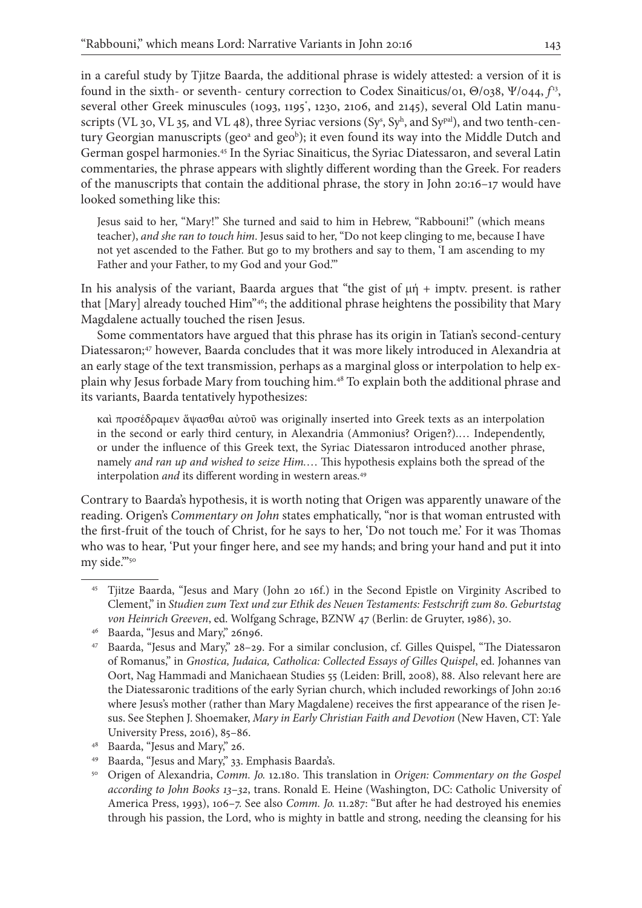in a careful study by Tjitze Baarda, the additional phrase is widely attested: a version of it is found in the sixth- or seventh- century correction to Codex Sinaiticus/01, Θ/038, Ψ/044, $f^{13}$, several other Greek minuscules (1093, 1195*, 1230, 2106, and 2145), several Old Latin manuscripts (VL 30, VL 35, and VL 48), three Syriac versions ($Sy^s$, $Sy^h$, and $Sy^{pal}$), and two tenth-century Georgian manuscripts ($geo^a$ and $geo^b$); it even found its way into the Middle Dutch and German gospel harmonies.[45] In the Syriac Sinaiticus, the Syriac Diatessaron, and several Latin commentaries, the phrase appears with slightly different wording than the Greek. For readers of the manuscripts that contain the additional phrase, the story in John 20:16–17 would have looked something like this:

> Jesus said to her, "Mary!" She turned and said to him in Hebrew, "Rabbouni!" (which means teacher), *and she ran to touch him*. Jesus said to her, "Do not keep clinging to me, because I have not yet ascended to the Father. But go to my brothers and say to them, 'I am ascending to my Father and your Father, to my God and your God.'"

In his analysis of the variant, Baarda argues that "the gist of μή + imptv. present. is rather that [Mary] already touched Him"[46]; the additional phrase heightens the possibility that Mary Magdalene actually touched the risen Jesus.

Some commentators have argued that this phrase has its origin in Tatian's second-century Diatessaron;[47] however, Baarda concludes that it was more likely introduced in Alexandria at an early stage of the text transmission, perhaps as a marginal gloss or interpolation to help explain why Jesus forbade Mary from touching him.[48] To explain both the additional phrase and its variants, Baarda tentatively hypothesizes:

> καὶ προσέδραμεν ἅψασθαι αὐτοῦ was originally inserted into Greek texts as an interpolation in the second or early third century, in Alexandria (Ammonius? Origen?).… Independently, or under the influence of this Greek text, the Syriac Diatessaron introduced another phrase, namely *and ran up and wished to seize Him*.… This hypothesis explains both the spread of the interpolation *and* its different wording in western areas.[49]

Contrary to Baarda's hypothesis, it is worth noting that Origen was apparently unaware of the reading. Origen's *Commentary on John* states emphatically, "nor is that woman entrusted with the first-fruit of the touch of Christ, for he says to her, 'Do not touch me.' For it was Thomas who was to hear, 'Put your finger here, and see my hands; and bring your hand and put it into my side.'"[50]

---

[45] Tjitze Baarda, "Jesus and Mary (John 20 16f.) in the Second Epistle on Virginity Ascribed to Clement," in *Studien zum Text und zur Ethik des Neuen Testaments: Festschrift zum 80. Geburtstag von Heinrich Greeven*, ed. Wolfgang Schrage, BZNW 47 (Berlin: de Gruyter, 1986), 30.

[46] Baarda, "Jesus and Mary," 26n96.

[47] Baarda, "Jesus and Mary," 28–29. For a similar conclusion, cf. Gilles Quispel, "The Diatessaron of Romanus," in *Gnostica, Judaica, Catholica: Collected Essays of Gilles Quispel*, ed. Johannes van Oort, Nag Hammadi and Manichaean Studies 55 (Leiden: Brill, 2008), 88. Also relevant here are the Diatessaronic traditions of the early Syrian church, which included reworkings of John 20:16 where Jesus's mother (rather than Mary Magdalene) receives the first appearance of the risen Jesus. See Stephen J. Shoemaker, *Mary in Early Christian Faith and Devotion* (New Haven, CT: Yale University Press, 2016), 85–86.

[48] Baarda, "Jesus and Mary," 26.

[49] Baarda, "Jesus and Mary," 33. Emphasis Baarda's.

[50] Origen of Alexandria, *Comm. Jo.* 12.180. This translation in *Origen: Commentary on the Gospel according to John Books 13–32*, trans. Ronald E. Heine (Washington, DC: Catholic University of America Press, 1993), 106–7. See also *Comm. Jo.* 11.287: "But after he had destroyed his enemies through his passion, the Lord, who is mighty in battle and strong, needing the cleansing for his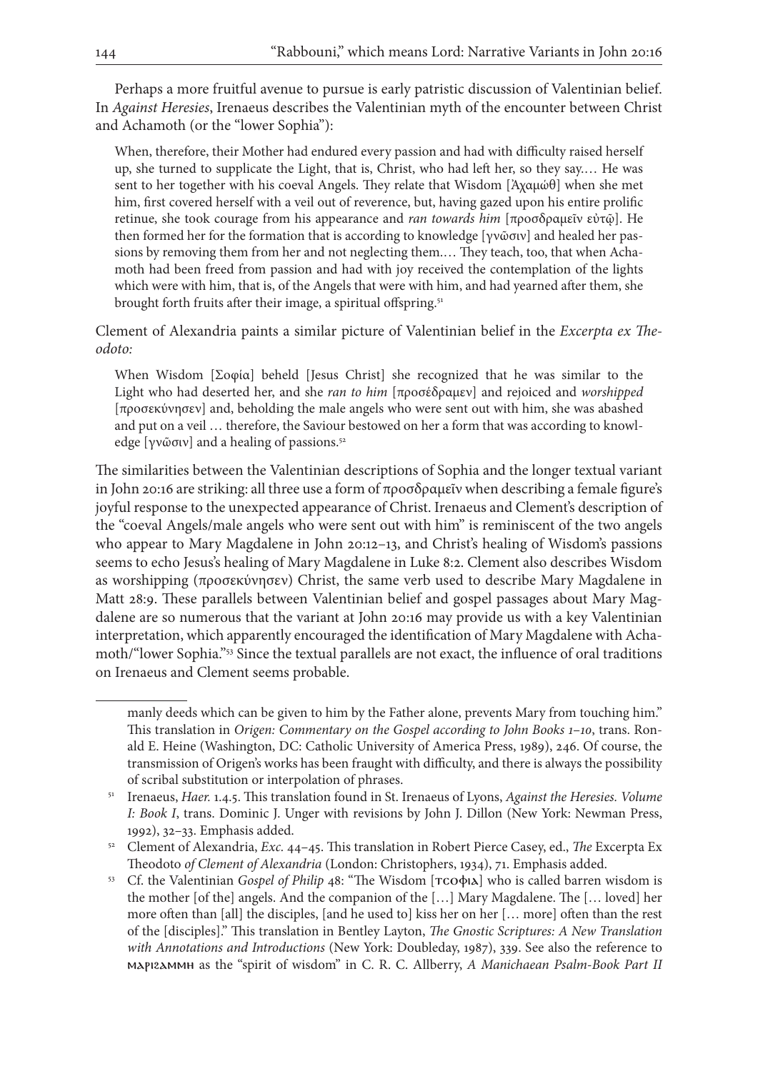Perhaps a more fruitful avenue to pursue is early patristic discussion of Valentinian belief. In *Against Heresies*, Irenaeus describes the Valentinian myth of the encounter between Christ and Achamoth (or the "lower Sophia"):

> When, therefore, their Mother had endured every passion and had with difficulty raised herself up, she turned to supplicate the Light, that is, Christ, who had left her, so they say.… He was sent to her together with his coeval Angels. They relate that Wisdom [Ἀχαμώθ] when she met him, first covered herself with a veil out of reverence, but, having gazed upon his entire prolific retinue, she took courage from his appearance and *ran towards him* [προσδραμεῖν εὐτῷ]. He then formed her for the formation that is according to knowledge [γνῶσιν] and healed her passions by removing them from her and not neglecting them.… They teach, too, that when Achamoth had been freed from passion and had with joy received the contemplation of the lights which were with him, that is, of the Angels that were with him, and had yearned after them, she brought forth fruits after their image, a spiritual offspring.[51]

Clement of Alexandria paints a similar picture of Valentinian belief in the *Excerpta ex Theodoto:*

> When Wisdom [Σοφία] beheld [Jesus Christ] she recognized that he was similar to the Light who had deserted her, and she *ran to him* [προσέδραμεν] and rejoiced and *worshipped* [προσεκύνησεν] and, beholding the male angels who were sent out with him, she was abashed and put on a veil … therefore, the Saviour bestowed on her a form that was according to knowledge [γνῶσιν] and a healing of passions.[52]

The similarities between the Valentinian descriptions of Sophia and the longer textual variant in John 20:16 are striking: all three use a form of προσδραμεῖν when describing a female figure's joyful response to the unexpected appearance of Christ. Irenaeus and Clement's description of the "coeval Angels/male angels who were sent out with him" is reminiscent of the two angels who appear to Mary Magdalene in John 20:12–13, and Christ's healing of Wisdom's passions seems to echo Jesus's healing of Mary Magdalene in Luke 8:2. Clement also describes Wisdom as worshipping (προσεκύνησεν) Christ, the same verb used to describe Mary Magdalene in Matt 28:9. These parallels between Valentinian belief and gospel passages about Mary Magdalene are so numerous that the variant at John 20:16 may provide us with a key Valentinian interpretation, which apparently encouraged the identification of Mary Magdalene with Achamoth/"lower Sophia."[53] Since the textual parallels are not exact, the influence of oral traditions on Irenaeus and Clement seems probable.

---

manly deeds which can be given to him by the Father alone, prevents Mary from touching him." This translation in *Origen: Commentary on the Gospel according to John Books 1–10*, trans. Ronald E. Heine (Washington, DC: Catholic University of America Press, 1989), 246. Of course, the transmission of Origen's works has been fraught with difficulty, and there is always the possibility of scribal substitution or interpolation of phrases.

[51] Irenaeus, *Haer.* 1.4.5. This translation found in St. Irenaeus of Lyons, *Against the Heresies. Volume I: Book I*, trans. Dominic J. Unger with revisions by John J. Dillon (New York: Newman Press, 1992), 32–33. Emphasis added.

[52] Clement of Alexandria, *Exc.* 44–45. This translation in Robert Pierce Casey, ed., *The* Excerpta Ex Theodoto *of Clement of Alexandria* (London: Christophers, 1934), 71. Emphasis added.

[53] Cf. the Valentinian *Gospel of Philip* 48: "The Wisdom [ⲧⲥⲟⲫⲓⲁ] who is called barren wisdom is the mother [of the] angels. And the companion of the […] Mary Magdalene. The [… loved] her more often than [all] the disciples, [and he used to] kiss her on her [… more] often than the rest of the [disciples]." This translation in Bentley Layton, *The Gnostic Scriptures: A New Translation with Annotations and Introductions* (New York: Doubleday, 1987), 339. See also the reference to ⲙⲁⲣⲓϩⲁⲙⲙⲏ as the "spirit of wisdom" in C. R. C. Allberry, *A Manichaean Psalm-Book Part II*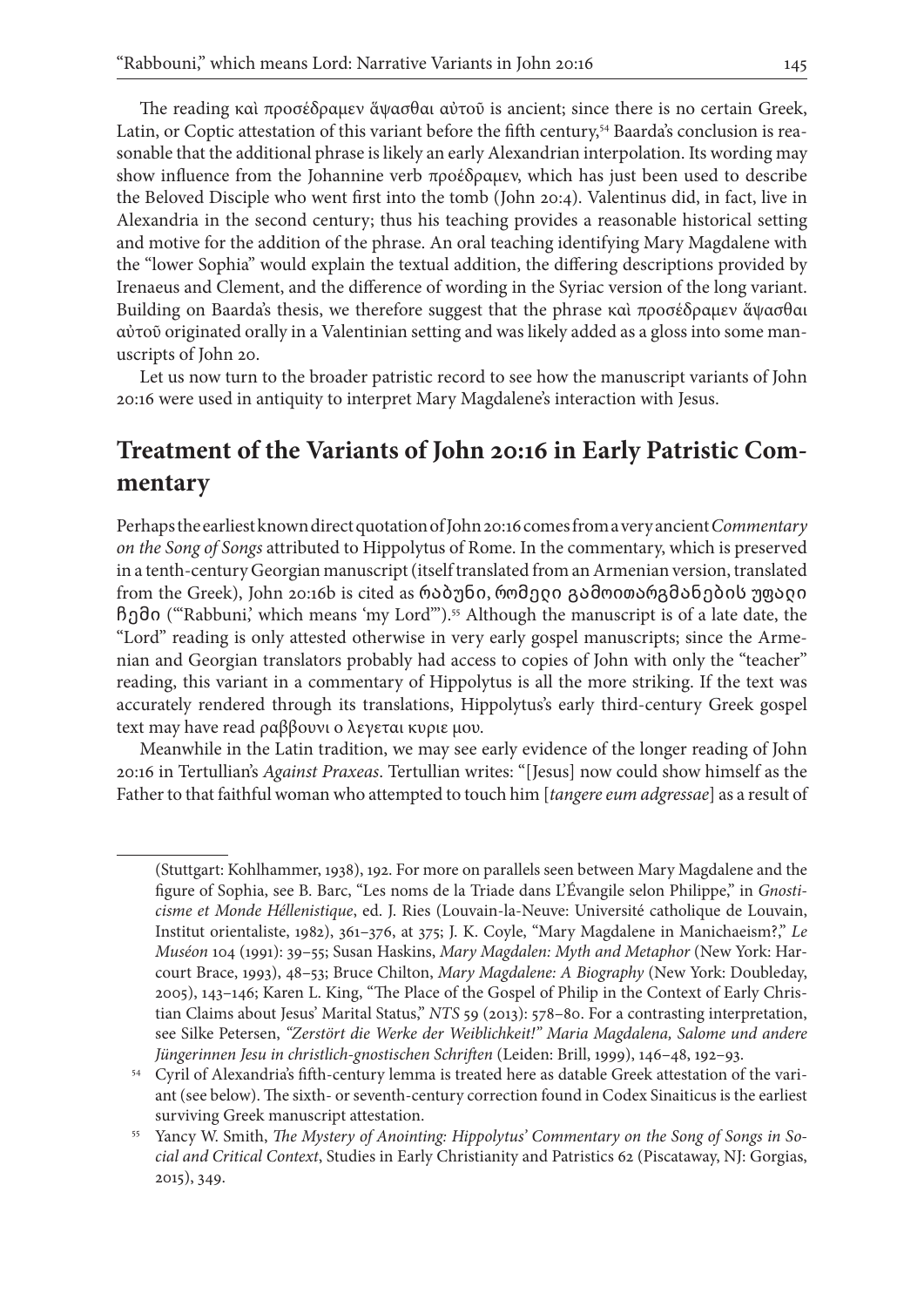The reading καὶ προσέδραμεν ἅψασθαι αὐτοῦ is ancient; since there is no certain Greek, Latin, or Coptic attestation of this variant before the fifth century,[54] Baarda's conclusion is reasonable that the additional phrase is likely an early Alexandrian interpolation. Its wording may show influence from the Johannine verb προέδραμεν, which has just been used to describe the Beloved Disciple who went first into the tomb (John 20:4). Valentinus did, in fact, live in Alexandria in the second century; thus his teaching provides a reasonable historical setting and motive for the addition of the phrase. An oral teaching identifying Mary Magdalene with the "lower Sophia" would explain the textual addition, the differing descriptions provided by Irenaeus and Clement, and the difference of wording in the Syriac version of the long variant. Building on Baarda's thesis, we therefore suggest that the phrase καὶ προσέδραμεν ἅψασθαι αὐτοῦ originated orally in a Valentinian setting and was likely added as a gloss into some manuscripts of John 20.

Let us now turn to the broader patristic record to see how the manuscript variants of John 20:16 were used in antiquity to interpret Mary Magdalene's interaction with Jesus.

## Treatment of the Variants of John 20:16 in Early Patristic Commentary

Perhaps the earliest known direct quotation of John 20:16 comes from a very ancient *Commentary on the Song of Songs* attributed to Hippolytus of Rome. In the commentary, which is preserved in a tenth-century Georgian manuscript (itself translated from an Armenian version, translated from the Greek), John 20:16b is cited as რაბუნი, რომელი გამოითარგმანების უფალი ჩემი ("'Rabbuni,' which means 'my Lord'").[55] Although the manuscript is of a late date, the "Lord" reading is only attested otherwise in very early gospel manuscripts; since the Armenian and Georgian translators probably had access to copies of John with only the "teacher" reading, this variant in a commentary of Hippolytus is all the more striking. If the text was accurately rendered through its translations, Hippolytus's early third-century Greek gospel text may have read ραββουνι ο λεγεται κυριε μου.

Meanwhile in the Latin tradition, we may see early evidence of the longer reading of John 20:16 in Tertullian's *Against Praxeas*. Tertullian writes: "[Jesus] now could show himself as the Father to that faithful woman who attempted to touch him [*tangere eum adgressae*] as a result of

---

(Stuttgart: Kohlhammer, 1938), 192. For more on parallels seen between Mary Magdalene and the figure of Sophia, see B. Barc, "Les noms de la Triade dans L'Évangile selon Philippe," in *Gnosticisme et Monde Héllenistique*, ed. J. Ries (Louvain-la-Neuve: Université catholique de Louvain, Institut orientaliste, 1982), 361–376, at 375; J. K. Coyle, "Mary Magdalene in Manichaeism?," *Le Muséon* 104 (1991): 39–55; Susan Haskins, *Mary Magdalen: Myth and Metaphor* (New York: Harcourt Brace, 1993), 48–53; Bruce Chilton, *Mary Magdalene: A Biography* (New York: Doubleday, 2005), 143–146; Karen L. King, "The Place of the Gospel of Philip in the Context of Early Christian Claims about Jesus' Marital Status," *NTS* 59 (2013): 578–80. For a contrasting interpretation, see Silke Petersen, *"Zerstört die Werke der Weiblichkeit!" Maria Magdalena, Salome und andere Jüngerinnen Jesu in christlich-gnostischen Schriften* (Leiden: Brill, 1999), 146–48, 192–93.

[54] Cyril of Alexandria's fifth-century lemma is treated here as datable Greek attestation of the variant (see below). The sixth- or seventh-century correction found in Codex Sinaiticus is the earliest surviving Greek manuscript attestation.

[55] Yancy W. Smith, *The Mystery of Anointing: Hippolytus' Commentary on the Song of Songs in Social and Critical Context*, Studies in Early Christianity and Patristics 62 (Piscataway, NJ: Gorgias, 2015), 349.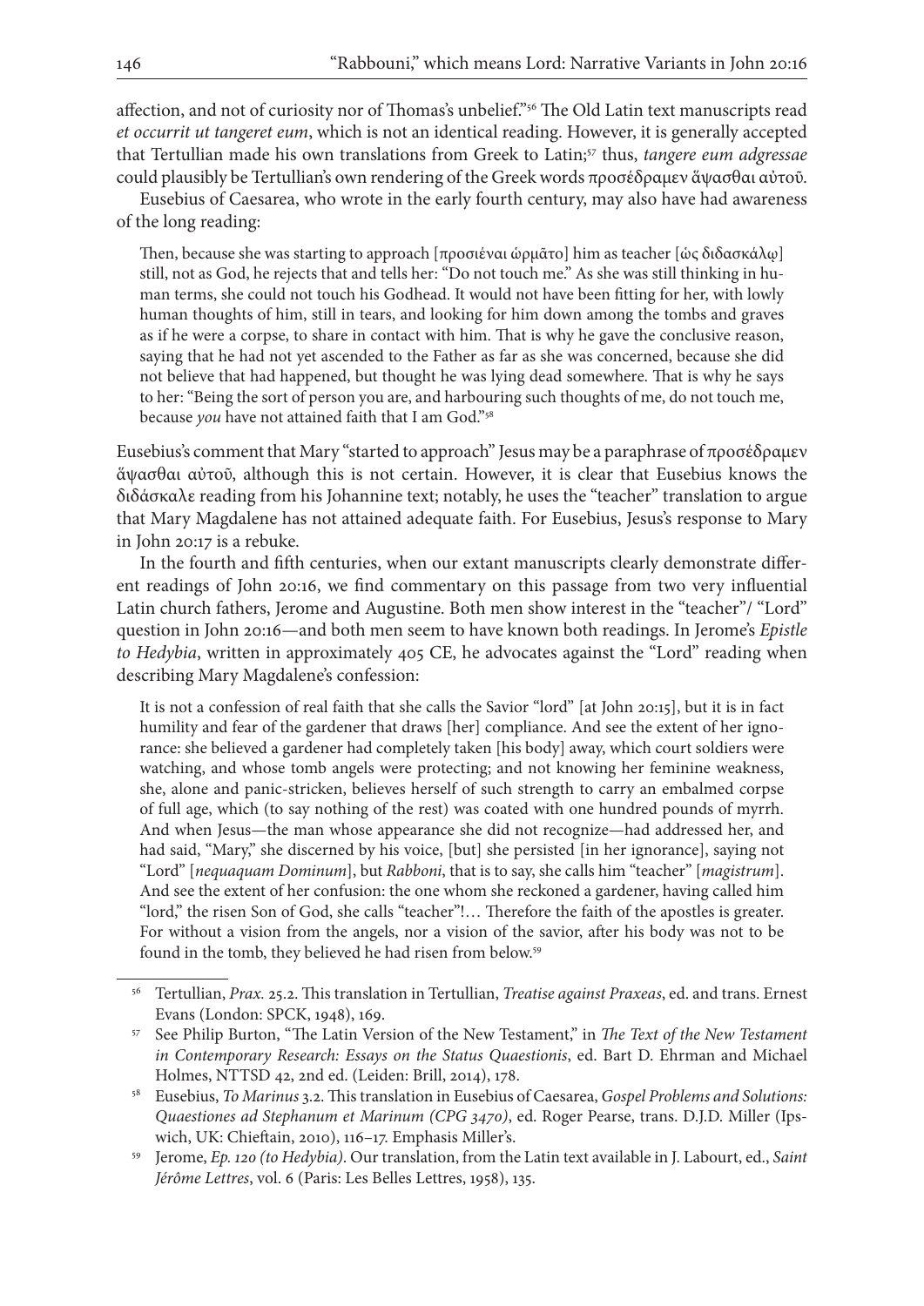affection, and not of curiosity nor of Thomas's unbelief."[56] The Old Latin text manuscripts read *et occurrit ut tangeret eum*, which is not an identical reading. However, it is generally accepted that Tertullian made his own translations from Greek to Latin;[57] thus, *tangere eum adgressae* could plausibly be Tertullian's own rendering of the Greek words προσέδραμεν ἅψασθαι αὐτοῦ.

Eusebius of Caesarea, who wrote in the early fourth century, may also have had awareness of the long reading:

> Then, because she was starting to approach [προσιέναι ὡρμᾶτο] him as teacher [ὡς διδασκάλῳ] still, not as God, he rejects that and tells her: "Do not touch me." As she was still thinking in human terms, she could not touch his Godhead. It would not have been fitting for her, with lowly human thoughts of him, still in tears, and looking for him down among the tombs and graves as if he were a corpse, to share in contact with him. That is why he gave the conclusive reason, saying that he had not yet ascended to the Father as far as she was concerned, because she did not believe that had happened, but thought he was lying dead somewhere. That is why he says to her: "Being the sort of person you are, and harbouring such thoughts of me, do not touch me, because *you* have not attained faith that I am God."[58]

Eusebius's comment that Mary "started to approach" Jesus may be a paraphrase of προσέδραμεν ἅψασθαι αὐτοῦ, although this is not certain. However, it is clear that Eusebius knows the διδάσκαλε reading from his Johannine text; notably, he uses the "teacher" translation to argue that Mary Magdalene has not attained adequate faith. For Eusebius, Jesus's response to Mary in John 20:17 is a rebuke.

In the fourth and fifth centuries, when our extant manuscripts clearly demonstrate different readings of John 20:16, we find commentary on this passage from two very influential Latin church fathers, Jerome and Augustine. Both men show interest in the "teacher"/ "Lord" question in John 20:16—and both men seem to have known both readings. In Jerome's *Epistle to Hedybia*, written in approximately 405 CE, he advocates against the "Lord" reading when describing Mary Magdalene's confession:

> It is not a confession of real faith that she calls the Savior "lord" [at John 20:15], but it is in fact humility and fear of the gardener that draws [her] compliance. And see the extent of her ignorance: she believed a gardener had completely taken [his body] away, which court soldiers were watching, and whose tomb angels were protecting; and not knowing her feminine weakness, she, alone and panic-stricken, believes herself of such strength to carry an embalmed corpse of full age, which (to say nothing of the rest) was coated with one hundred pounds of myrrh. And when Jesus—the man whose appearance she did not recognize—had addressed her, and had said, "Mary," she discerned by his voice, [but] she persisted [in her ignorance], saying not "Lord" [*nequaquam Dominum*], but *Rabboni*, that is to say, she calls him "teacher" [*magistrum*]. And see the extent of her confusion: the one whom she reckoned a gardener, having called him "lord," the risen Son of God, she calls "teacher"!… Therefore the faith of the apostles is greater. For without a vision from the angels, nor a vision of the savior, after his body was not to be found in the tomb, they believed he had risen from below.[59]

---

[56] Tertullian, *Prax.* 25.2. This translation in Tertullian, *Treatise against Praxeas*, ed. and trans. Ernest Evans (London: SPCK, 1948), 169.

[57] See Philip Burton, "The Latin Version of the New Testament," in *The Text of the New Testament in Contemporary Research: Essays on the Status Quaestionis*, ed. Bart D. Ehrman and Michael Holmes, NTTSD 42, 2nd ed. (Leiden: Brill, 2014), 178.

[58] Eusebius, *To Marinus* 3.2. This translation in Eusebius of Caesarea, *Gospel Problems and Solutions: Quaestiones ad Stephanum et Marinum (CPG 3470)*, ed. Roger Pearse, trans. D.J.D. Miller (Ipswich, UK: Chieftain, 2010), 116–17. Emphasis Miller's.

[59] Jerome, *Ep. 120 (to Hedybia)*. Our translation, from the Latin text available in J. Labourt, ed., *Saint Jérôme Lettres*, vol. 6 (Paris: Les Belles Lettres, 1958), 135.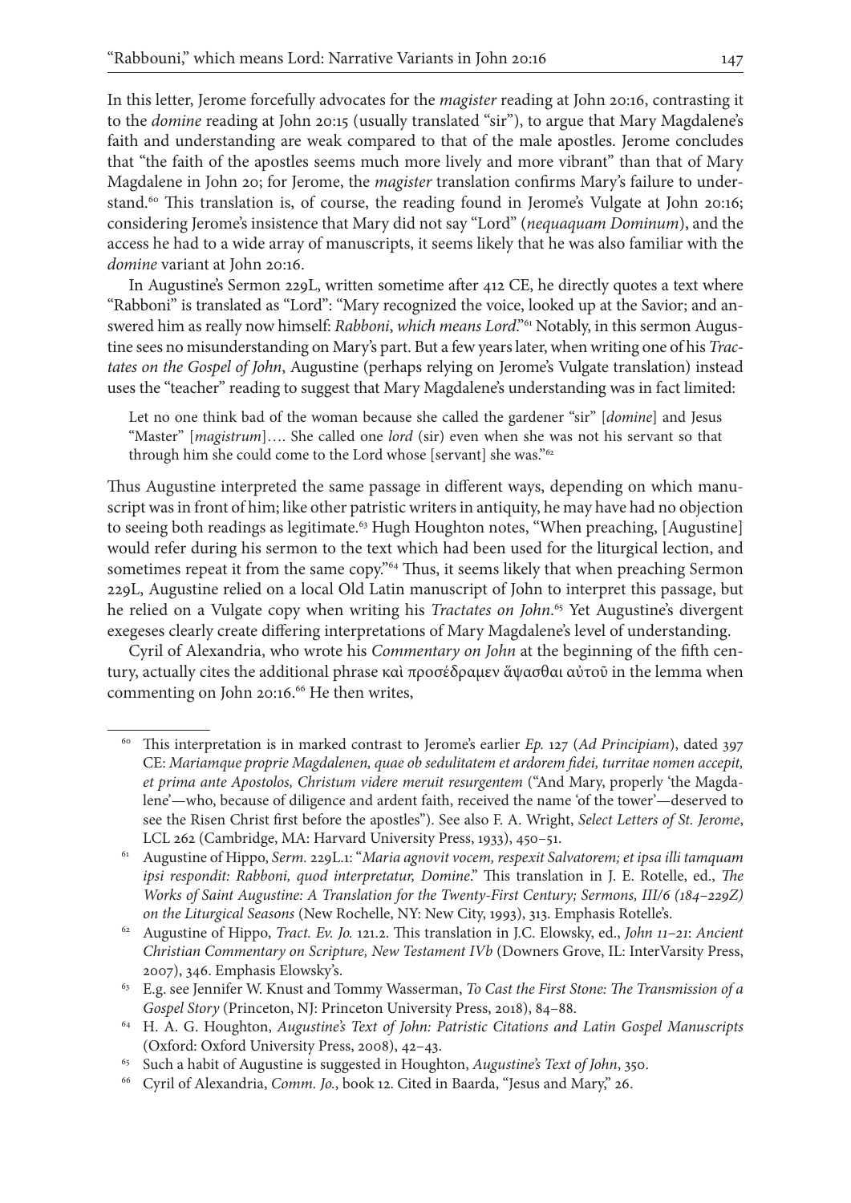In this letter, Jerome forcefully advocates for the *magister* reading at John 20:16, contrasting it to the *domine* reading at John 20:15 (usually translated "sir"), to argue that Mary Magdalene's faith and understanding are weak compared to that of the male apostles. Jerome concludes that "the faith of the apostles seems much more lively and more vibrant" than that of Mary Magdalene in John 20; for Jerome, the *magister* translation confirms Mary's failure to understand.[60] This translation is, of course, the reading found in Jerome's Vulgate at John 20:16; considering Jerome's insistence that Mary did not say "Lord" (*nequaquam Dominum*), and the access he had to a wide array of manuscripts, it seems likely that he was also familiar with the *domine* variant at John 20:16.

In Augustine's Sermon 229L, written sometime after 412 CE, he directly quotes a text where "Rabboni" is translated as "Lord": "Mary recognized the voice, looked up at the Savior; and answered him as really now himself: *Rabboni*, *which means Lord*."[61] Notably, in this sermon Augustine sees no misunderstanding on Mary's part. But a few years later, when writing one of his *Tractates on the Gospel of John*, Augustine (perhaps relying on Jerome's Vulgate translation) instead uses the "teacher" reading to suggest that Mary Magdalene's understanding was in fact limited:

> Let no one think bad of the woman because she called the gardener "sir" [*domine*] and Jesus "Master" [*magistrum*]…. She called one *lord* (sir) even when she was not his servant so that through him she could come to the Lord whose [servant] she was."[62]

Thus Augustine interpreted the same passage in different ways, depending on which manuscript was in front of him; like other patristic writers in antiquity, he may have had no objection to seeing both readings as legitimate.[63] Hugh Houghton notes, "When preaching, [Augustine] would refer during his sermon to the text which had been used for the liturgical lection, and sometimes repeat it from the same copy."[64] Thus, it seems likely that when preaching Sermon 229L, Augustine relied on a local Old Latin manuscript of John to interpret this passage, but he relied on a Vulgate copy when writing his *Tractates on John*.[65] Yet Augustine's divergent exegeses clearly create differing interpretations of Mary Magdalene's level of understanding.

Cyril of Alexandria, who wrote his *Commentary on John* at the beginning of the fifth century, actually cites the additional phrase καὶ προσέδραμεν ἅψασθαι αὐτοῦ in the lemma when commenting on John 20:16.[66] He then writes,

---

[60] This interpretation is in marked contrast to Jerome's earlier *Ep.* 127 (*Ad Principiam*), dated 397 CE: *Mariamque proprie Magdalenen, quae ob sedulitatem et ardorem fidei, turritae nomen accepit, et prima ante Apostolos, Christum videre meruit resurgentem* ("And Mary, properly 'the Magdalene'—who, because of diligence and ardent faith, received the name 'of the tower'—deserved to see the Risen Christ first before the apostles"). See also F. A. Wright, *Select Letters of St. Jerome*, LCL 262 (Cambridge, MA: Harvard University Press, 1933), 450–51.

[61] Augustine of Hippo, *Serm.* 229L.1: "*Maria agnovit vocem, respexit Salvatorem; et ipsa illi tamquam ipsi respondit: Rabboni, quod interpretatur, Domine*." This translation in J. E. Rotelle, ed., *The Works of Saint Augustine: A Translation for the Twenty-First Century; Sermons, III/6 (184–229Z) on the Liturgical Seasons* (New Rochelle, NY: New City, 1993), 313. Emphasis Rotelle's.

[62] Augustine of Hippo, *Tract. Ev. Jo.* 121.2. This translation in J.C. Elowsky, ed., *John 11–21*: *Ancient Christian Commentary on Scripture, New Testament IVb* (Downers Grove, IL: InterVarsity Press, 2007), 346. Emphasis Elowsky's.

[63] E.g. see Jennifer W. Knust and Tommy Wasserman, *To Cast the First Stone: The Transmission of a Gospel Story* (Princeton, NJ: Princeton University Press, 2018), 84–88.

[64] H. A. G. Houghton, *Augustine's Text of John: Patristic Citations and Latin Gospel Manuscripts* (Oxford: Oxford University Press, 2008), 42–43.

[65] Such a habit of Augustine is suggested in Houghton, *Augustine's Text of John*, 350.

[66] Cyril of Alexandria, *Comm. Jo.*, book 12. Cited in Baarda, "Jesus and Mary," 26.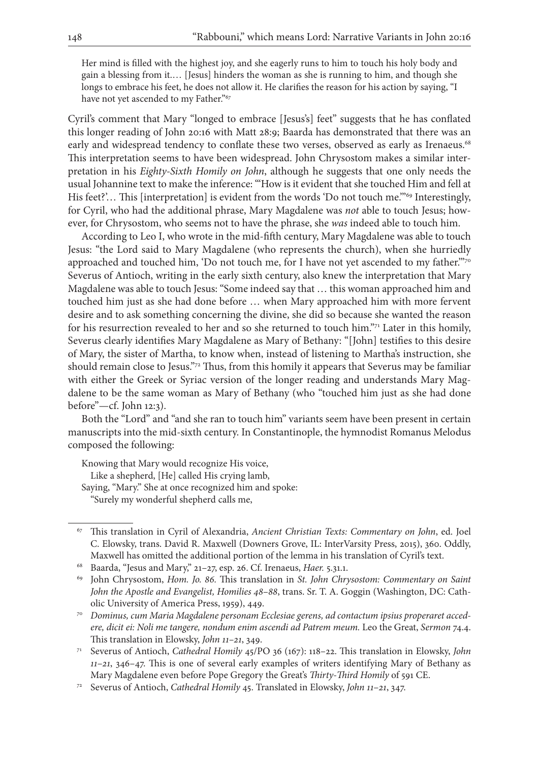> Her mind is filled with the highest joy, and she eagerly runs to him to touch his holy body and gain a blessing from it.… [Jesus] hinders the woman as she is running to him, and though she longs to embrace his feet, he does not allow it. He clarifies the reason for his action by saying, "I have not yet ascended to my Father."[67]

Cyril's comment that Mary "longed to embrace [Jesus's] feet" suggests that he has conflated this longer reading of John 20:16 with Matt 28:9; Baarda has demonstrated that there was an early and widespread tendency to conflate these two verses, observed as early as Irenaeus.[68] This interpretation seems to have been widespread. John Chrysostom makes a similar interpretation in his *Eighty-Sixth Homily on John*, although he suggests that one only needs the usual Johannine text to make the inference: "'How is it evident that she touched Him and fell at His feet?'… This [interpretation] is evident from the words 'Do not touch me.'"[69] Interestingly, for Cyril, who had the additional phrase, Mary Magdalene was *not* able to touch Jesus; however, for Chrysostom, who seems not to have the phrase, she *was* indeed able to touch him.

According to Leo I, who wrote in the mid-fifth century, Mary Magdalene was able to touch Jesus: "the Lord said to Mary Magdalene (who represents the church), when she hurriedly approached and touched him, 'Do not touch me, for I have not yet ascended to my father.'"[70] Severus of Antioch, writing in the early sixth century, also knew the interpretation that Mary Magdalene was able to touch Jesus: "Some indeed say that … this woman approached him and touched him just as she had done before … when Mary approached him with more fervent desire and to ask something concerning the divine, she did so because she wanted the reason for his resurrection revealed to her and so she returned to touch him."[71] Later in this homily, Severus clearly identifies Mary Magdalene as Mary of Bethany: "[John] testifies to this desire of Mary, the sister of Martha, to know when, instead of listening to Martha's instruction, she should remain close to Jesus."[72] Thus, from this homily it appears that Severus may be familiar with either the Greek or Syriac version of the longer reading and understands Mary Magdalene to be the same woman as Mary of Bethany (who "touched him just as she had done before"—cf. John 12:3).

Both the "Lord" and "and she ran to touch him" variants seem have been present in certain manuscripts into the mid-sixth century. In Constantinople, the hymnodist Romanus Melodus composed the following:

> Knowing that Mary would recognize His voice,
> Like a shepherd, [He] called His crying lamb,
> Saying, "Mary." She at once recognized him and spoke:
> "Surely my wonderful shepherd calls me,

---

[67] This translation in Cyril of Alexandria, *Ancient Christian Texts: Commentary on John*, ed. Joel C. Elowsky, trans. David R. Maxwell (Downers Grove, IL: InterVarsity Press, 2015), 360. Oddly, Maxwell has omitted the additional portion of the lemma in his translation of Cyril's text.

[68] Baarda, "Jesus and Mary," 21–27, esp. 26. Cf. Irenaeus, *Haer.* 5.31.1.

[69] John Chrysostom, *Hom. Jo. 86.* This translation in *St. John Chrysostom: Commentary on Saint John the Apostle and Evangelist, Homilies 48–88*, trans. Sr. T. A. Goggin (Washington, DC: Catholic University of America Press, 1959), 449.

[70] *Dominus, cum Maria Magdalene personam Ecclesiae gerens, ad contactum ipsius properaret accedere, dicit ei: Noli me tangere, nondum enim ascendi ad Patrem meum.* Leo the Great, *Sermon* 74.4. This translation in Elowsky, *John 11–21*, 349.

[71] Severus of Antioch, *Cathedral Homily* 45/PO 36 (167): 118–22. This translation in Elowsky, *John 11–21*, 346–47. This is one of several early examples of writers identifying Mary of Bethany as Mary Magdalene even before Pope Gregory the Great's *Thirty-Third Homily* of 591 CE.

[72] Severus of Antioch, *Cathedral Homily* 45. Translated in Elowsky, *John 11–21*, 347.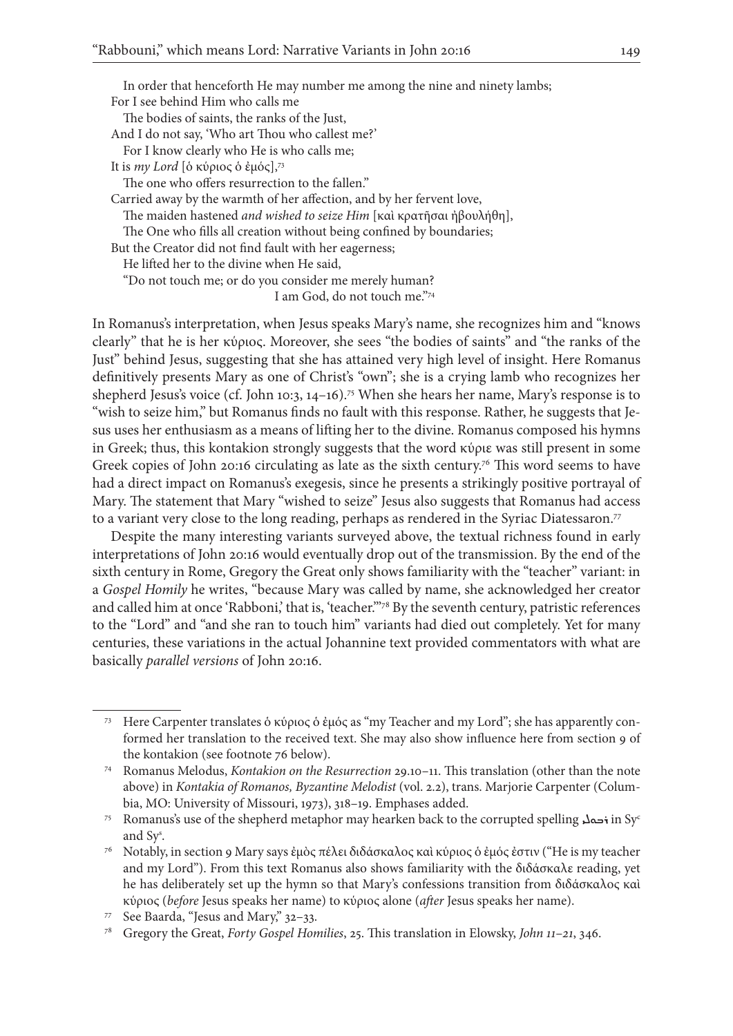In order that henceforth He may number me among the nine and ninety lambs;
For I see behind Him who calls me
The bodies of saints, the ranks of the Just,
And I do not say, 'Who art Thou who callest me?'
For I know clearly who He is who calls me;
It is *my Lord* [ὁ κύριος ὁ ἐμός],[73]
The one who offers resurrection to the fallen."
Carried away by the warmth of her affection, and by her fervent love,
The maiden hastened *and wished to seize Him* [καὶ κρατῆσαι ἠβουλήθη],
The One who fills all creation without being confined by boundaries;
But the Creator did not find fault with her eagerness;
He lifted her to the divine when He said,
"Do not touch me; or do you consider me merely human?
I am God, do not touch me."[74]

In Romanus's interpretation, when Jesus speaks Mary's name, she recognizes him and "knows clearly" that he is her κύριος. Moreover, she sees "the bodies of saints" and "the ranks of the Just" behind Jesus, suggesting that she has attained very high level of insight. Here Romanus definitively presents Mary as one of Christ's "own"; she is a crying lamb who recognizes her shepherd Jesus's voice (cf. John 10:3, 14–16).[75] When she hears her name, Mary's response is to "wish to seize him," but Romanus finds no fault with this response. Rather, he suggests that Jesus uses her enthusiasm as a means of lifting her to the divine. Romanus composed his hymns in Greek; thus, this kontakion strongly suggests that the word κύριε was still present in some Greek copies of John 20:16 circulating as late as the sixth century.[76] This word seems to have had a direct impact on Romanus's exegesis, since he presents a strikingly positive portrayal of Mary. The statement that Mary "wished to seize" Jesus also suggests that Romanus had access to a variant very close to the long reading, perhaps as rendered in the Syriac Diatessaron.[77]

Despite the many interesting variants surveyed above, the textual richness found in early interpretations of John 20:16 would eventually drop out of the transmission. By the end of the sixth century in Rome, Gregory the Great only shows familiarity with the "teacher" variant: in a *Gospel Homily* he writes, "because Mary was called by name, she acknowledged her creator and called him at once 'Rabboni,' that is, 'teacher.'"[78] By the seventh century, patristic references to the "Lord" and "and she ran to touch him" variants had died out completely. Yet for many centuries, these variations in the actual Johannine text provided commentators with what are basically *parallel versions* of John 20:16.

---

[73] Here Carpenter translates ὁ κύριος ὁ ἐμός as "my Teacher and my Lord"; she has apparently conformed her translation to the received text. She may also show influence here from section 9 of the kontakion (see footnote 76 below).

[74] Romanus Melodus, *Kontakion on the Resurrection* 29.10–11. This translation (other than the note above) in *Kontakia of Romanos, Byzantine Melodist* (vol. 2.2), trans. Marjorie Carpenter (Columbia, MO: University of Missouri, 1973), 318–19. Emphases added.

[75] Romanus's use of the shepherd metaphor may hearken back to the corrupted spelling ܪܥܘܠܝ in Sy[c] and Sy[s].

[76] Notably, in section 9 Mary says ἐμὸς πέλει διδάσκαλος καὶ κύριος ὁ ἐμός ἐστιν ("He is my teacher and my Lord"). From this text Romanus also shows familiarity with the διδάσκαλε reading, yet he has deliberately set up the hymn so that Mary's confessions transition from διδάσκαλος καὶ κύριος (*before* Jesus speaks her name) to κύριος alone (*after* Jesus speaks her name).

[77] See Baarda, "Jesus and Mary," 32–33.

[78] Gregory the Great, *Forty Gospel Homilies*, 25. This translation in Elowsky, *John 11–21*, 346.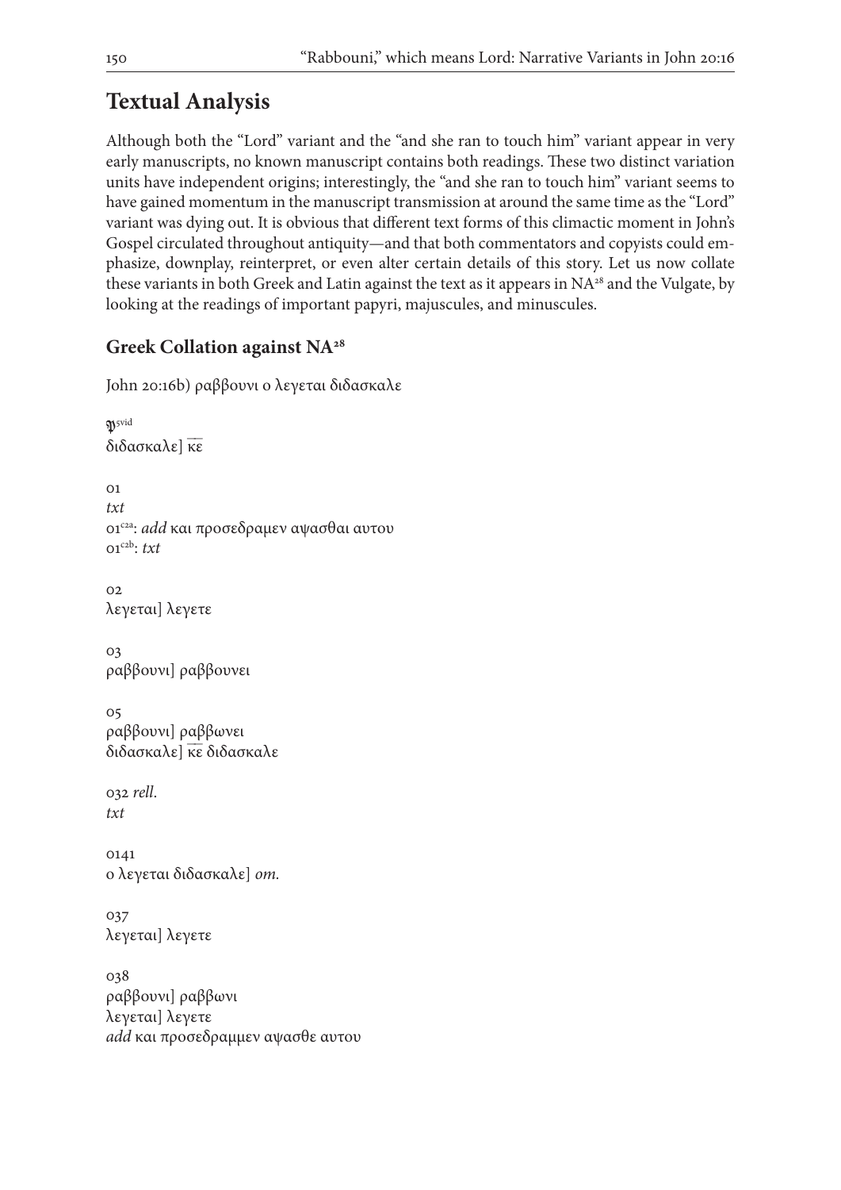## Textual Analysis

Although both the "Lord" variant and the "and she ran to touch him" variant appear in very early manuscripts, no known manuscript contains both readings. These two distinct variation units have independent origins; interestingly, the "and she ran to touch him" variant seems to have gained momentum in the manuscript transmission at around the same time as the "Lord" variant was dying out. It is obvious that different text forms of this climactic moment in John's Gospel circulated throughout antiquity—and that both commentators and copyists could emphasize, downplay, reinterpret, or even alter certain details of this story. Let us now collate these variants in both Greek and Latin against the text as it appears in NA[28] and the Vulgate, by looking at the readings of important papyri, majuscules, and minuscules.

### Greek Collation against NA[28]

John 20:16b) ραββουνι ο λεγεται διδασκαλε

𝔓[5vid]
διδασκαλε] κ̅ε̅

01
*txt*
01[c2a]: *add* και προσεδραμεν αψασθαι αυτου
01[c2b]: *txt*

02
λεγεται] λεγετε

03
ραββουνι] ραββουνει

05
ραββουνι] ραββωνει
διδασκαλε] κ̅ε̅ διδασκαλε

032 *rell.*
*txt*

0141
ο λεγεται διδασκαλε] *om.*

037
λεγεται] λεγετε

038
ραββουνι] ραββωνι
λεγεται] λεγετε
*add* και προσεδραμμεν αψασθε αυτου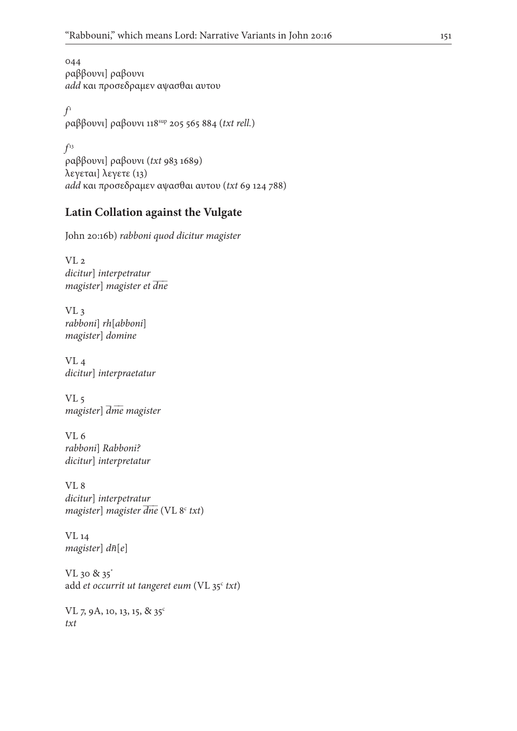044
ραββουνι] ραβουνι
*add* και προσεδραμεν αψασθαι αυτου

*f*[1]
ραββουνι] ραβουνι 118[sup] 205 565 884 (*txt rell.*)

*f*[13]
ραββουνι] ραβουνι (*txt* 983 1689)
λεγεται] λεγετε (13)
*add* και προσεδραμεν αψασθαι αυτου (*txt* 69 124 788)

## Latin Collation against the Vulgate

John 20:16b) *rabboni quod dicitur magister*

VL 2
*dicitur*] *interpetratur*
*magister*] *magister et dne*

VL 3
*rabboni*] *rh*[*abboni*]
*magister*] *domine*

VL 4
*dicitur*] *interpraetatur*

VL 5
*magister*] *dme magister*

VL 6
*rabboni*] *Rabboni?*
*dicitur*] *interpretatur*

VL 8
*dicitur*] *interpetratur*
*magister*] *magister dne* (VL 8[c] *txt*)

VL 14
*magister*] *dñ*[*e*]

VL 30 & 35[*]
add *et occurrit ut tangeret eum* (VL 35[c] *txt*)

VL 7, 9A, 10, 13, 15, & 35[c]
*txt*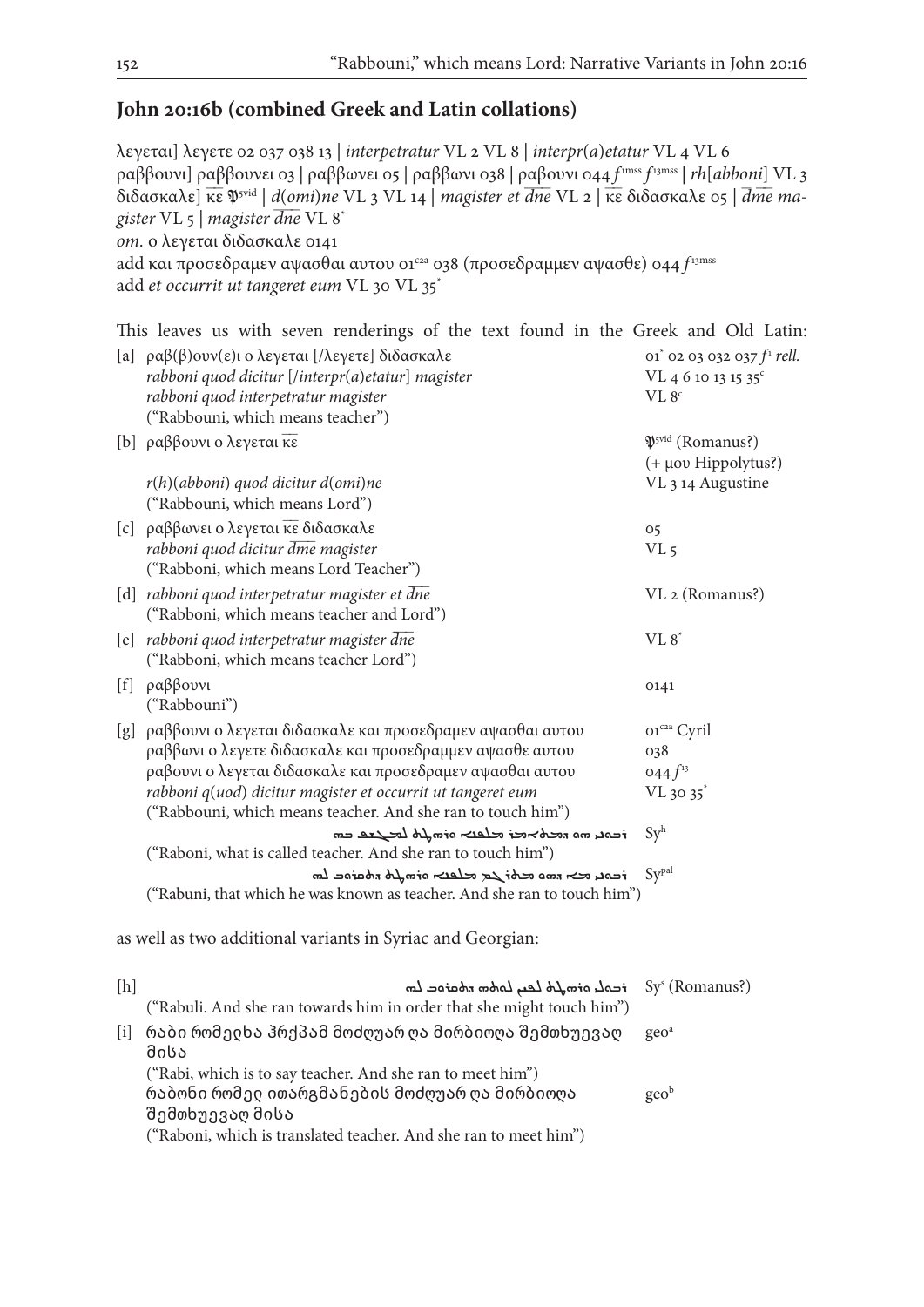## John 20:16b (combined Greek and Latin collations)

λεγεται] λεγετε 02 037 038 13 | *interpetratur* VL 2 VL 8 | *interpr*(*a*)*etatur* VL 4 VL 6
ραββουνι] ραββουνει 03 | ραββωνει 05 | ραββωνι 038 | ραβουνι 044 $f^{1mss}$ $f^{13mss}$ | *rh*[*abboni*] VL 3
διδασκαλε] κε $\mathfrak{P}^{5vid}$ | *d*(*omi*)*ne* VL 3 VL 14 | *magister et dne* VL 2 | κε διδασκαλε 05 | *dme magister* VL 5 | *magister dne* VL 8*
*om.* ο λεγεται διδασκαλε 0141
add και προσεδραμεν αψασθαι αυτου $01^{c2a}$ 038 (προσεδραμμεν αψασθε) 044 $f^{13mss}$
add *et occurrit ut tangeret eum* VL 30 VL 35*

This leaves us with seven renderings of the text found in the Greek and Old Latin:

| | | |
|---|---|---|
| [a] | ραβ(β)ουν(ε)ι ο λεγεται [/λεγετε] διδασκαλε | 01* 02 03 032 037 $f^1$ *rell.* |
| | *rabboni quod dicitur* [/*interpr*(*a*)*etatur*] *magister* | VL 4 6 10 13 15 $35^c$ |
| | *rabboni quod interpetratur magister* | VL $8^c$ |
| | ("Rabbouni, which means teacher") | |
| [b] | ραββουνι ο λεγεται κε | $\mathfrak{P}^{5vid}$ (Romanus?) (+ μου Hippolytus?) |
| | *r*(*h*)(*abboni*) *quod dicitur d*(*omi*)*ne* | VL 3 14 Augustine |
| | ("Rabbouni, which means Lord") | |
| [c] | ραββωνει ο λεγεται κε διδασκαλε | 05 |
| | *rabboni quod dicitur dme magister* | VL 5 |
| | ("Rabboni, which means Lord Teacher") | |
| [d] | *rabboni quod interpetratur magister et dne* | VL 2 (Romanus?) |
| | ("Rabboni, which means teacher and Lord") | |
| [e] | *rabboni quod interpetratur magister dne* | VL 8* |
| | ("Rabboni, which means teacher Lord") | |
| [f] | ραββουνι | 0141 |
| | ("Rabbouni") | |
| [g] | ραββουνι ο λεγεται διδασκαλε και προσεδραμεν αψασθαι αυτου | $01^{c2a}$ Cyril |
| | ραββωνι ο λεγετε διδασκαλε και προσεδραμμεν αψασθε αυτου | 038 |
| | ραβουνι ο λεγεται διδασκαλε και προσεδραμεν αψασθαι αυτου | 044 $f^{13}$ |
| | *rabboni q*(*uod*) *dicitur magister et occurrit ut tangeret eum* | VL 30 35* |
| | ("Rabbouni, which means teacher. And she ran to touch him") | |
| | ܪܒܘܢܝ ܗܘ ܕܡܬܐܡܪ ܡܠܦܢܐ ܘܪܗܛܬ ܠܡܓܫܘ ܒܗ | Sy[h] |
| | ("Raboni, what is called teacher. And she ran to touch him") | |
| | ܪܒܘܢܝ ܡܢ ܕܗܘܐ ܡܬܝܕܥ ܡܠܦܢܐ ܘܪܗܛܬ ܕܬܩܪܒ ܠܗ | Sy[pal] |
| | ("Rabuni, that which he was known as teacher. And she ran to touch him") | |

as well as two additional variants in Syriac and Georgian:

| | | |
|---|---|---|
| [h] | ܪܒܘܠܝ ܘܪܗܛܬ ܠܘܬܗ ܠܡܩܪܒ ܕܬܬܩܪܒ ܠܗ | Sy[s] (Romanus?) |
| | ("Rabuli. And she ran towards him in order that she might touch him") | |
| [i] | რაბი რომელ ეხა ჰრქჳამ მოძღუარ და მირბიოდა შემთხუევად მისა | geo[a] |
| | ("Rabi, which is to say teacher. And she ran to meet him") | |
| | რაბონი რომელ ითარგმანების მოძღუარ და მირბიოდა შემთხუევად მისა | geo[b] |
| | ("Raboni, which is translated teacher. And she ran to meet him") | |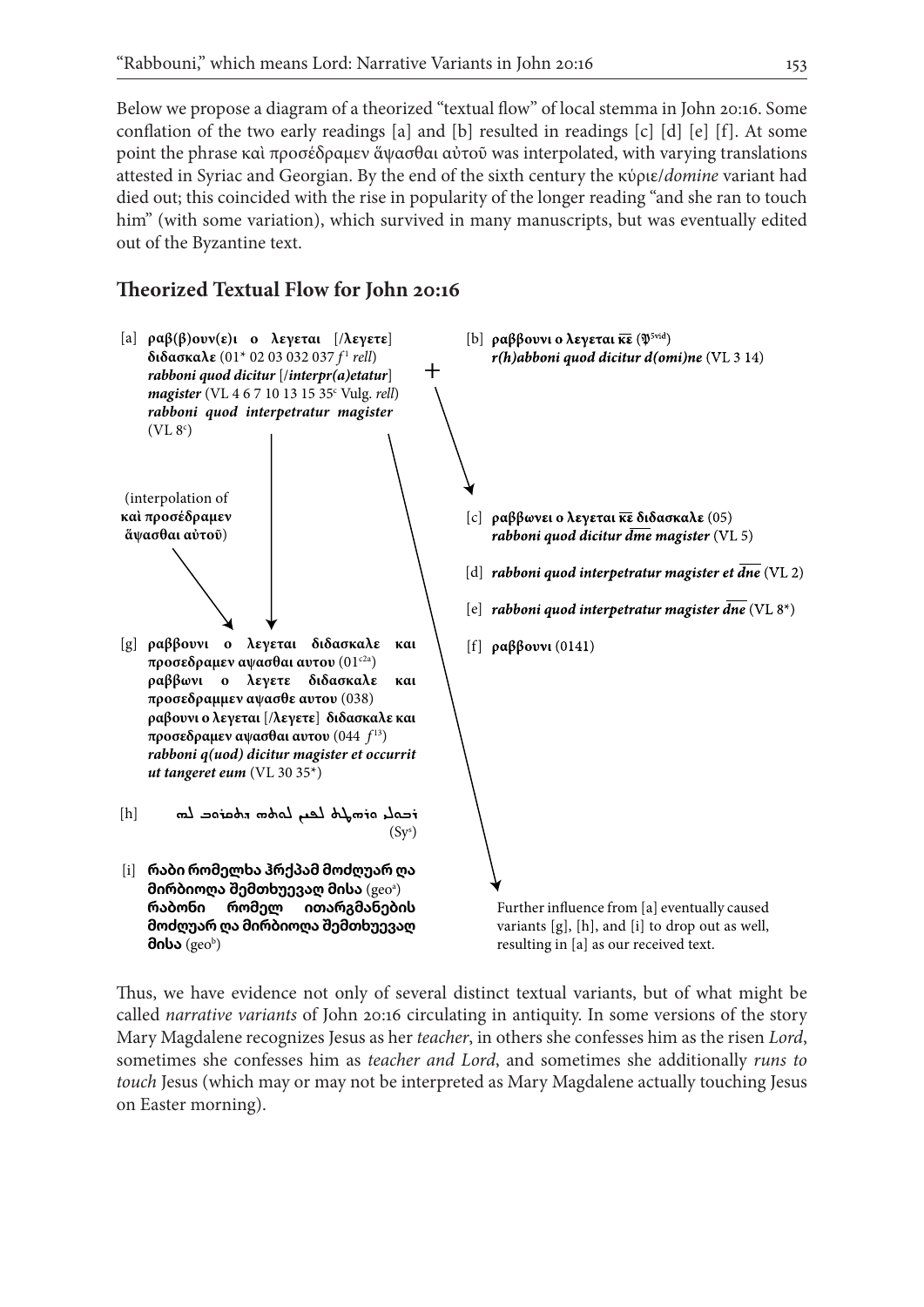Below we propose a diagram of a theorized "textual flow" of local stemma in John 20:16. Some conflation of the two early readings [a] and [b] resulted in readings [c] [d] [e] [f]. At some point the phrase καὶ προσέδραμεν ἅψασθαι αὐτοῦ was interpolated, with varying translations attested in Syriac and Georgian. By the end of the sixth century the κύριε/*domine* variant had died out; this coincided with the rise in popularity of the longer reading "and she ran to touch him" (with some variation), which survived in many manuscripts, but was eventually edited out of the Byzantine text.

## Theorized Textual Flow for John 20:16

[a] **ραβ(β)ουν(ε)ι ο λεγεται** [/**λεγετε**] **διδασκαλε** (01* 02 03 032 037 $f^1$ *rell*) ***rabboni quod dicitur*** [/***interpr(a)etatur***] ***magister*** (VL 4 6 7 10 13 15 35[c] Vulg. *rell*) ***rabboni quod interpetratur magister*** (VL 8[c])

+

[b] **ραββουνι ο λεγεται κε** (𝔓[5vid]) ***r(h)abboni quod dicitur d(omi)ne*** (VL 3 14)

(interpolation of **καὶ προσέδραμεν ἅψασθαι αὐτοῦ**)

[c] **ραββωνει ο λεγεται κε διδασκαλε** (05) ***rabboni quod dicitur dme magister*** (VL 5)

[d] ***rabboni quod interpetratur magister et dne*** (VL 2)

[e] ***rabboni quod interpetratur magister dne*** (VL 8*)

[f] **ραββουνι** (0141)

[g] **ραββουνι ο λεγεται διδασκαλε και προσεδραμεν αψασθαι αυτου** (01[c2a]) **ραββωνι ο λεγετε διδασκαλε και προσεδραμμεν αψασθε αυτου** (038) **ραβουνι ο λεγεται** [/**λεγετε**] **διδασκαλε και προσεδραμεν αψασθαι αυτου** (044 $f^{13}$) ***rabboni q(uod) dicitur magister et occurrit ut tangeret eum*** (VL 30 35*)

[h] ܪܒܘܠܝ ܘܪܗܛܬ ܠܡܩܪܒ ܠܗ ܕܢܬܩܪܒ ܠܗ (Sy[s])

[i] **რაბი რომელხა ჰრქჳამ მოძღუარ ღა მირბიოღა შემთხუევაღ მისა** (geo[a]) **რაბონი რომელ ითარგმანების მოძღუარ ღა მირბიოღა შემთხუევაღ მისა** (geo[b])

Further influence from [a] eventually caused variants [g], [h], and [i] to drop out as well, resulting in [a] as our received text.

Thus, we have evidence not only of several distinct textual variants, but of what might be called *narrative variants* of John 20:16 circulating in antiquity. In some versions of the story Mary Magdalene recognizes Jesus as her *teacher*, in others she confesses him as the risen *Lord*, sometimes she confesses him as *teacher and Lord*, and sometimes she additionally *runs to touch* Jesus (which may or may not be interpreted as Mary Magdalene actually touching Jesus on Easter morning).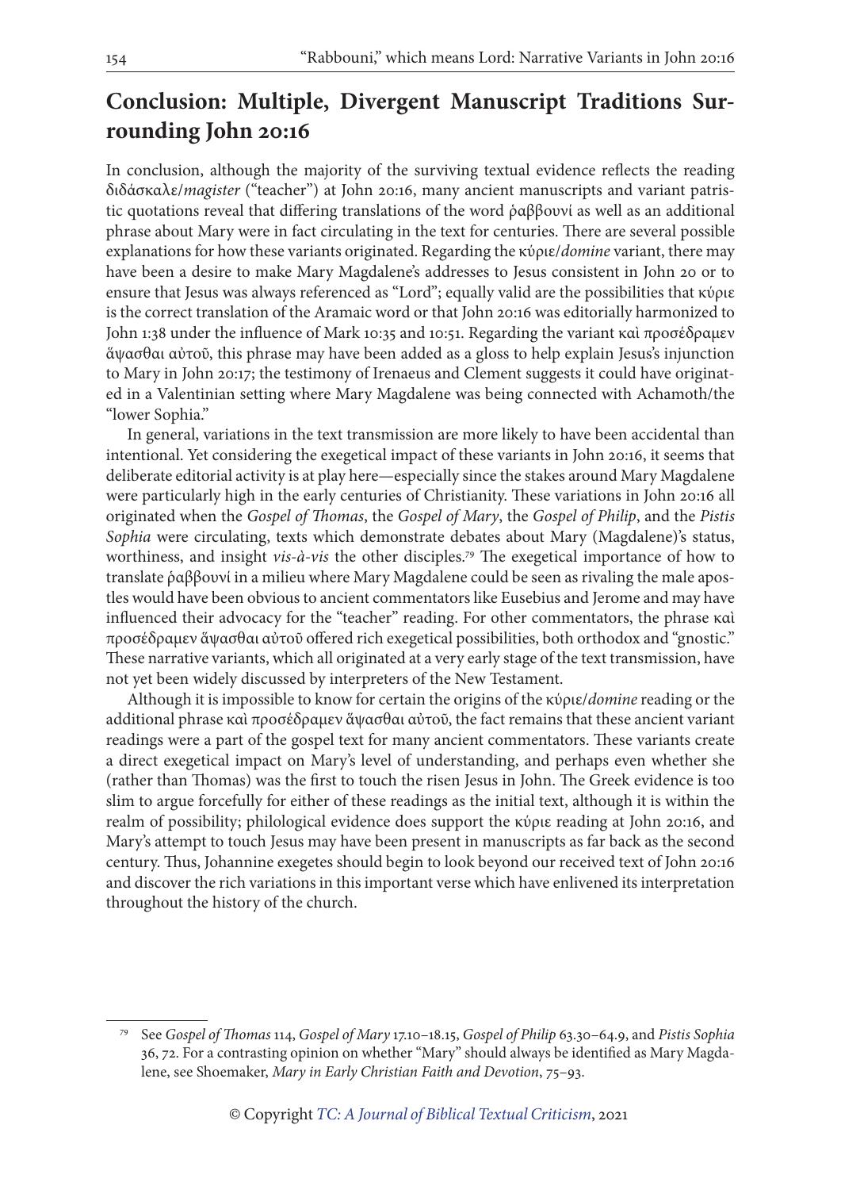## Conclusion: Multiple, Divergent Manuscript Traditions Surrounding John 20:16

In conclusion, although the majority of the surviving textual evidence reflects the reading διδάσκαλε/*magister* ("teacher") at John 20:16, many ancient manuscripts and variant patristic quotations reveal that differing translations of the word ῥαββουνί as well as an additional phrase about Mary were in fact circulating in the text for centuries. There are several possible explanations for how these variants originated. Regarding the κύριε/*domine* variant, there may have been a desire to make Mary Magdalene's addresses to Jesus consistent in John 20 or to ensure that Jesus was always referenced as "Lord"; equally valid are the possibilities that κύριε is the correct translation of the Aramaic word or that John 20:16 was editorially harmonized to John 1:38 under the influence of Mark 10:35 and 10:51. Regarding the variant καὶ προσέδραμεν ἅψασθαι αὐτοῦ, this phrase may have been added as a gloss to help explain Jesus's injunction to Mary in John 20:17; the testimony of Irenaeus and Clement suggests it could have originated in a Valentinian setting where Mary Magdalene was being connected with Achamoth/the "lower Sophia."

In general, variations in the text transmission are more likely to have been accidental than intentional. Yet considering the exegetical impact of these variants in John 20:16, it seems that deliberate editorial activity is at play here—especially since the stakes around Mary Magdalene were particularly high in the early centuries of Christianity. These variations in John 20:16 all originated when the *Gospel of Thomas*, the *Gospel of Mary*, the *Gospel of Philip*, and the *Pistis Sophia* were circulating, texts which demonstrate debates about Mary (Magdalene)'s status, worthiness, and insight *vis-à-vis* the other disciples.[79] The exegetical importance of how to translate ῥαββουνί in a milieu where Mary Magdalene could be seen as rivaling the male apostles would have been obvious to ancient commentators like Eusebius and Jerome and may have influenced their advocacy for the "teacher" reading. For other commentators, the phrase καὶ προσέδραμεν ἅψασθαι αὐτοῦ offered rich exegetical possibilities, both orthodox and "gnostic." These narrative variants, which all originated at a very early stage of the text transmission, have not yet been widely discussed by interpreters of the New Testament.

Although it is impossible to know for certain the origins of the κύριε/*domine* reading or the additional phrase καὶ προσέδραμεν ἅψασθαι αὐτοῦ, the fact remains that these ancient variant readings were a part of the gospel text for many ancient commentators. These variants create a direct exegetical impact on Mary's level of understanding, and perhaps even whether she (rather than Thomas) was the first to touch the risen Jesus in John. The Greek evidence is too slim to argue forcefully for either of these readings as the initial text, although it is within the realm of possibility; philological evidence does support the κύριε reading at John 20:16, and Mary's attempt to touch Jesus may have been present in manuscripts as far back as the second century. Thus, Johannine exegetes should begin to look beyond our received text of John 20:16 and discover the rich variations in this important verse which have enlivened its interpretation throughout the history of the church.

---

[79] See *Gospel of Thomas* 114, *Gospel of Mary* 17.10–18.15, *Gospel of Philip* 63.30–64.9, and *Pistis Sophia* 36, 72. For a contrasting opinion on whether "Mary" should always be identified as Mary Magdalene, see Shoemaker, *Mary in Early Christian Faith and Devotion*, 75–93.